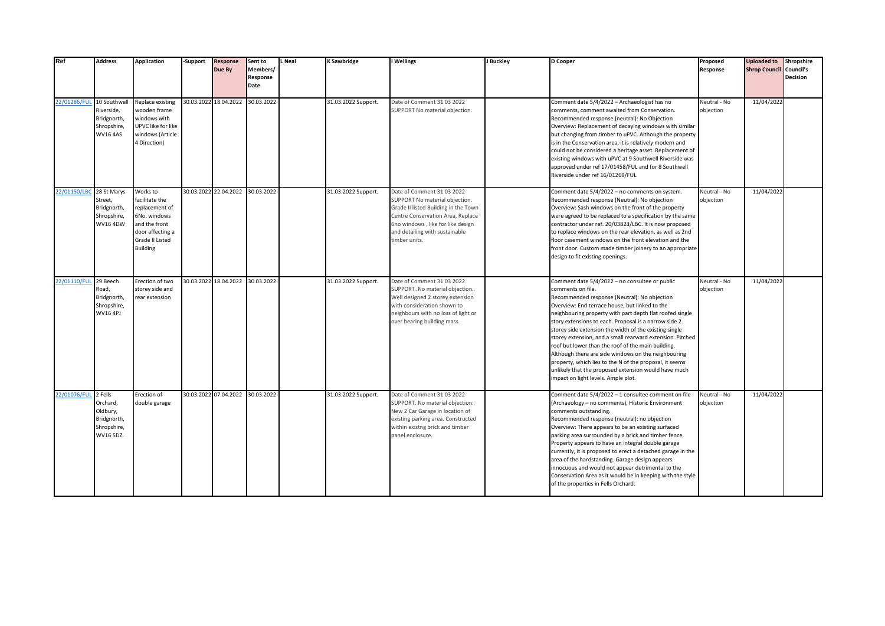| Ref | Address | Application | -Support | Response Due By | Sent to Members/ Response Date | L Neal | K Sawbridge | I Wellings | J Buckley | D Cooper | Proposed Response | Uploaded to Shrop Council | Shropshire Council's Decision |
|---|---|---|---|---|---|---|---|---|---|---|---|---|---|
| 22/01286/FUL | 10 Southwell Riverside, Bridgnorth, Shropshire, WV16 4AS | Replace existing wooden frame windows with UPVC like for like windows (Article 4 Direction) | 30.03.2022 | 18.04.2022 | 30.03.2022 | | 31.03.2022 Support. | Date of Comment 31 03 2022 SUPPORT No material objection. | | Comment date 5/4/2022 – Archaeologist has no comments, comment awaited from Conservation. Recommended response (neutral): No Objection Overview: Replacement of decaying windows with similar but changing from timber to uPVC. Although the property is in the Conservation area, it is relatively modern and could not be considered a heritage asset. Replacement of existing windows with uPVC at 9 Southwell Riverside was approved under ref 17/01458/FUL and for 8 Southwell Riverside under ref 16/01269/FUL | Neutral - No objection | 11/04/2022 | |
| 22/01150/LBC | 28 St Marys Street, Bridgnorth, Shropshire, WV16 4DW | Works to facilitate the replacement of 6No. windows and the front door affecting a Grade II Listed Building | 30.03.2022 | 22.04.2022 | 30.03.2022 | | 31.03.2022 Support. | Date of Comment 31 03 2022 SUPPORT No material objection. Grade II listed Building in the Town Centre Conservation Area, Replace 6no windows , like for like design and detailing with sustainable timber units. | | Comment date 5/4/2022 – no comments on system. Recommended response (Neutral): No objection Overview: Sash windows on the front of the property were agreed to be replaced to a specification by the same contractor under ref. 20/03823/LBC. It is now proposed to replace windows on the rear elevation, as well as 2nd floor casement windows on the front elevation and the front door. Custom made timber joinery to an appropriate design to fit existing openings. | Neutral - No objection | 11/04/2022 | |
| 22/01110/FUL | 29 Beech Road, Bridgnorth, Shropshire, WV16 4PJ | Erection of two storey side and rear extension | 30.03.2022 | 18.04.2022 | 30.03.2022 | | 31.03.2022 Support. | Date of Comment 31 03 2022 SUPPORT .No material objection. Well designed 2 storey extension with consideration shown to neighbours with no loss of light or over bearing building mass. | | Comment date 5/4/2022 – no consultee or public comments on file. Recommended response (Neutral): No objection Overview: End terrace house, but linked to the neighbouring property with part depth flat roofed single story extensions to each. Proposal is a narrow side 2 storey side extension the width of the existing single storey extension, and a small rearward extension. Pitched roof but lower than the roof of the main building. Although there are side windows on the neighbouring property, which lies to the N of the proposal, it seems unlikely that the proposed extension would have much impact on light levels. Ample plot. | Neutral - No objection | 11/04/2022 | |
| 22/01076/FUL | 2 Fells Orchard, Oldbury, Bridgnorth, Shropshire, WV16 5DZ. | Erection of double garage | 30.03.2022 | 07.04.2022 | 30.03.2022 | | 31.03.2022 Support. | Date of Comment 31 03 2022 SUPPORT. No material objection. New 2 Car Garage in location of existing parking area. Constructed within existng brick and timber panel enclosure. | | Comment date 5/4/2022 – 1 consultee comment on file (Archaeology – no comments), Historic Environment comments outstanding. Recommended response (neutral): no objection Overview: There appears to be an existing surfaced parking area surrounded by a brick and timber fence. Property appears to have an integral double garage currently, it is proposed to erect a detached garage in the area of the hardstanding. Garage design appears innocuous and would not appear detrimental to the Conservation Area as it would be in keeping with the style of the properties in Fells Orchard. | Neutral - No objection | 11/04/2022 | |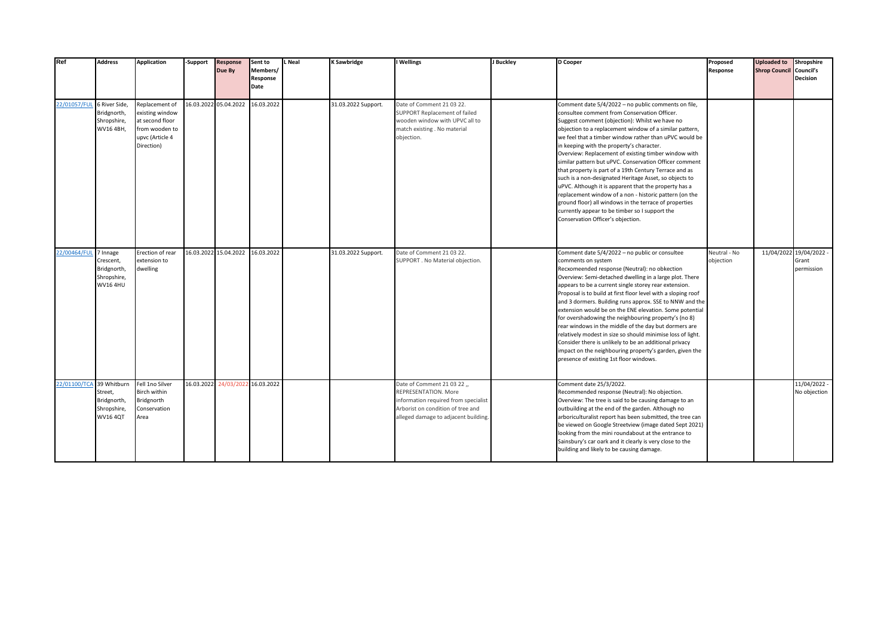| Ref | Address | Application | -Support | Response Due By | Sent to Members/ Response Date | L Neal | K Sawbridge | I Wellings | J Buckley | D Cooper | Proposed Response | Uploaded to Shrop Council | Shropshire Council's Decision |
|---|---|---|---|---|---|---|---|---|---|---|---|---|---|
| 22/01057/FUL | 6 River Side, Bridgnorth, Shropshire, WV16 4BH, | Replacement of existing window at second floor from wooden to upvc (Article 4 Direction) | 16.03.2022 | 05.04.2022 | 16.03.2022 | | 31.03.2022 Support. | Date of Comment 21 03 22. SUPPORT Replacement of failed wooden window with UPVC all to match existing . No material objection. | | Comment date 5/4/2022 – no public comments on file, consultee comment from Conservation Officer. Suggest comment (objection): Whilst we have no objection to a replacement window of a similar pattern, we feel that a timber window rather than uPVC would be in keeping with the property's character. Overview: Replacement of existing timber window with similar pattern but uPVC. Conservation Officer comment that property is part of a 19th Century Terrace and as such is a non-designated Heritage Asset, so objects to uPVC. Although it is apparent that the property has a replacement window of a non - historic pattern (on the ground floor) all windows in the terrace of properties currently appear to be timber so I support the Conservation Officer's objection. | | | |
| 22/00464/FUL | 7 Innage Crescent, Bridgnorth, Shropshire, WV16 4HU | Erection of rear extension to dwelling | 16.03.2022 | 15.04.2022 | 16.03.2022 | | 31.03.2022 Support. | Date of Comment 21 03 22. SUPPORT . No Material objection. | | Comment date 5/4/2022 – no public or consultee comments on system Recxomeended response (Neutral): no obkection Overview: Semi-detached dwelling in a large plot. There appears to be a current single storey rear extension. Proposal is to build at first floor level with a sloping roof and 3 dormers. Building runs approx. SSE to NNW and the extension would be on the ENE elevation. Some potential for overshadowing the neighbouring property's (no 8) rear windows in the middle of the day but dormers are relatively modest in size so should minimise loss of light. Consider there is unlikely to be an additional privacy impact on the neighbouring property's garden, given the presence of existing 1st floor windows. | Neutral - No objection | 11/04/2022 | 19/04/2022 - Grant permission |
| 22/01100/TCA | 39 Whitburn Street, Bridgnorth, Shropshire, WV16 4QT | Fell 1no Silver Birch within Bridgnorth Conservation Area | 16.03.2022 | 24/03/2022 | 16.03.2022 | | | Date of Comment 21 03 22 ,, REPRESENTATION. More information required from specialist Arborist on condition of tree and alleged damage to adjacent building. | | Comment date 25/3/2022. Recommended response (Neutral): No objection. Overview: The tree is said to be causing damage to an outbuilding at the end of the garden. Although no arboriculturalist report has been submitted, the tree can be viewed on Google Streetview (image dated Sept 2021) looking from the mini roundabout at the entrance to Sainsbury's car oark and it clearly is very close to the building and likely to be causing damage. | | | 11/04/2022 - No objection |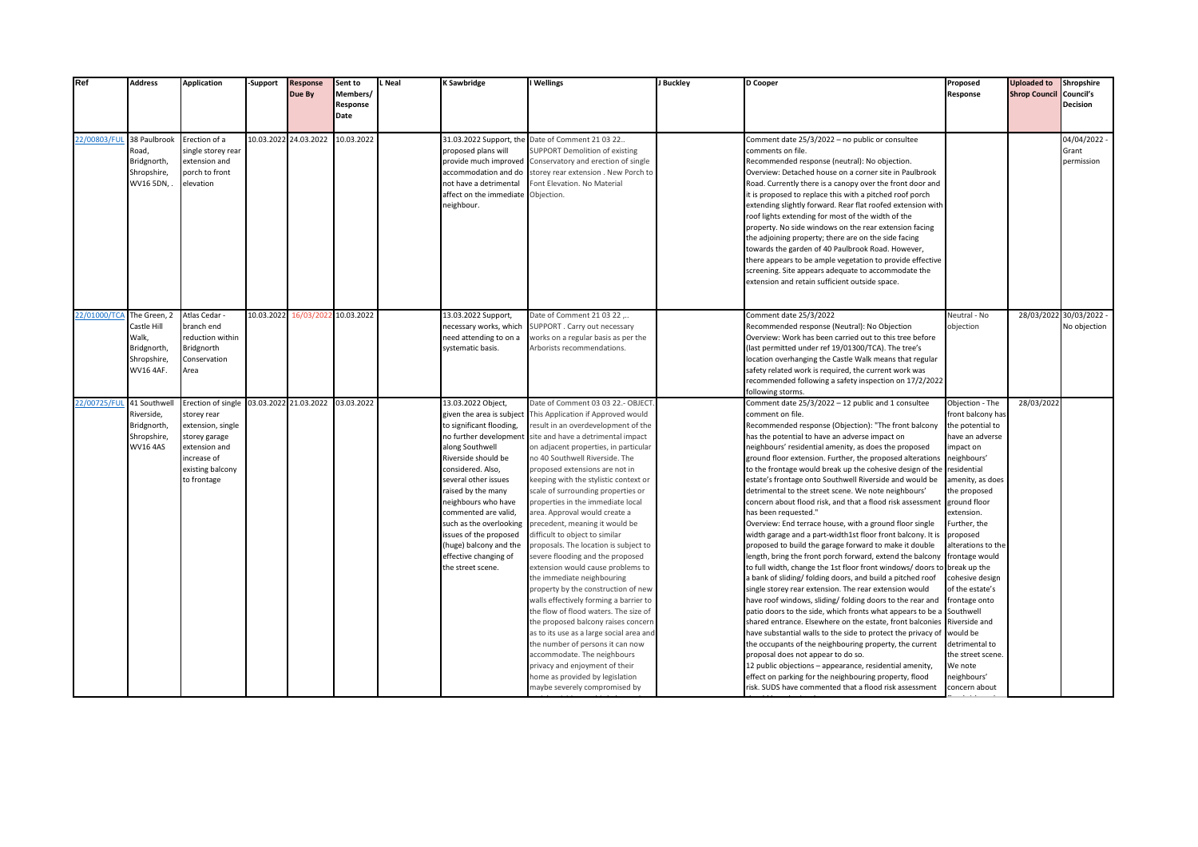| Ref | Address | Application | -Support | Response Due By | Sent to Members/ Response Date | L Neal | K Sawbridge | I Wellings | J Buckley | D Cooper | Proposed Response | Uploaded to Shrop Council | Shropshire Council's Decision |
|---|---|---|---|---|---|---|---|---|---|---|---|---|---|
| 22/00803/FUL | 38 Paulbrook Road, Bridgnorth, Shropshire, WV16 5DN, . | Erection of a single storey rear extension and porch to front elevation | 10.03.2022 | 24.03.2022 | 10.03.2022 | | 31.03.2022 Support, the proposed plans will provide much improved accommodation and do not have a detrimental affect on the immediate neighbour. | Date of Comment 21 03 22.. SUPPORT Demolition of existing Conservatory and erection of single storey rear extension . New Porch to Font Elevation. No Material Objection. | | Comment date 25/3/2022 – no public or consultee comments on file. Recommended response (neutral): No objection. Overview: Detached house on a corner site in Paulbrook Road. Currently there is a canopy over the front door and it is proposed to replace this with a pitched roof porch extending slightly forward. Rear flat roofed extension with roof lights extending for most of the width of the property. No side windows on the rear extension facing the adjoining property; there are on the side facing towards the garden of 40 Paulbrook Road. However, there appears to be ample vegetation to provide effective screening. Site appears adequate to accommodate the extension and retain sufficient outside space. | | | 04/04/2022 - Grant permission |
| 22/01000/TCA | The Green, 2 Castle Hill Walk, Bridgnorth, Shropshire, WV16 4AF. | Atlas Cedar - branch end reduction within Bridgnorth Conservation Area | 10.03.2022 | 16/03/2022 | 10.03.2022 | | 13.03.2022 Support, necessary works, which need attending to on a systematic basis. | Date of Comment 21 03 22 ,.. SUPPORT . Carry out necessary works on a regular basis as per the Arborists recommendations. | | Comment date 25/3/2022 Recommended response (Neutral): No Objection Overview: Work has been carried out to this tree before (last permitted under ref 19/01300/TCA). The tree's location overhanging the Castle Walk means that regular safety related work is required, the current work was recommended following a safety inspection on 17/2/2022 following storms. | Neutral - No objection | 28/03/2022 | 30/03/2022 - No objection |
| 22/00725/FUL | 41 Southwell Riverside, Bridgnorth, Shropshire, WV16 4AS | Erection of single storey rear extension, single storey garage extension and increase of existing balcony to frontage | 03.03.2022 | 21.03.2022 | 03.03.2022 | | 13.03.2022 Object, given the area is subject to significant flooding, no further development along Southwell Riverside should be considered. Also, several other issues raised by the many neighbours who have commented are valid, such as the overlooking issues of the proposed (huge) balcony and the effective changing of the street scene. | Date of Comment 03 03 22.- OBJECT. This Application if Approved would result in an overdevelopment of the site and have a detrimental impact on adjacent properties, in particular no 40 Southwell Riverside. The proposed extensions are not in keeping with the stylistic context or scale of surrounding properties or properties in the immediate local area. Approval would create a precedent, meaning it would be difficult to object to similar proposals. The location is subject to severe flooding and the proposed extension would cause problems to the immediate neighbouring property by the construction of new walls effectively forming a barrier to the flow of flood waters. The size of the proposed balcony raises concern as to its use as a large social area and the number of persons it can now accommodate. The neighbours privacy and enjoyment of their home as provided by legislation maybe severely compromised by | | Comment date 25/3/2022 – 12 public and 1 consultee comment on file. Recommended response (Objection): "The front balcony has the potential to have an adverse impact on neighbours' residential amenity, as does the proposed ground floor extension. Further, the proposed alterations to the frontage would break up the cohesive design of the estate's frontage onto Southwell Riverside and would be detrimental to the street scene. We note neighbours' concern about flood risk, and that a flood risk assessment has been requested." Overview: End terrace house, with a ground floor single width garage and a part-width1st floor front balcony. It is proposed to build the garage forward to make it double length, bring the front porch forward, extend the balcony to full width, change the 1st floor front windows/ doors to a bank of sliding/ folding doors, and build a pitched roof single storey rear extension. The rear extension would have roof windows, sliding/ folding doors to the rear and patio doors to the side, which fronts what appears to be a shared entrance. Elsewhere on the estate, front balconies have substantial walls to the side to protect the privacy of the occupants of the neighbouring property, the current proposal does not appear to do so. 12 public objections – appearance, residential amenity, effect on parking for the neighbouring property, flood risk. SUDS have commented that a flood risk assessment | Objection - The front balcony has the potential to have an adverse impact on neighbours' residential amenity, as does the proposed ground floor extension. Further, the proposed alterations to the frontage would break up the cohesive design of the estate's frontage onto Southwell Riverside and would be detrimental to the street scene. We note neighbours' concern about | 28/03/2022 | |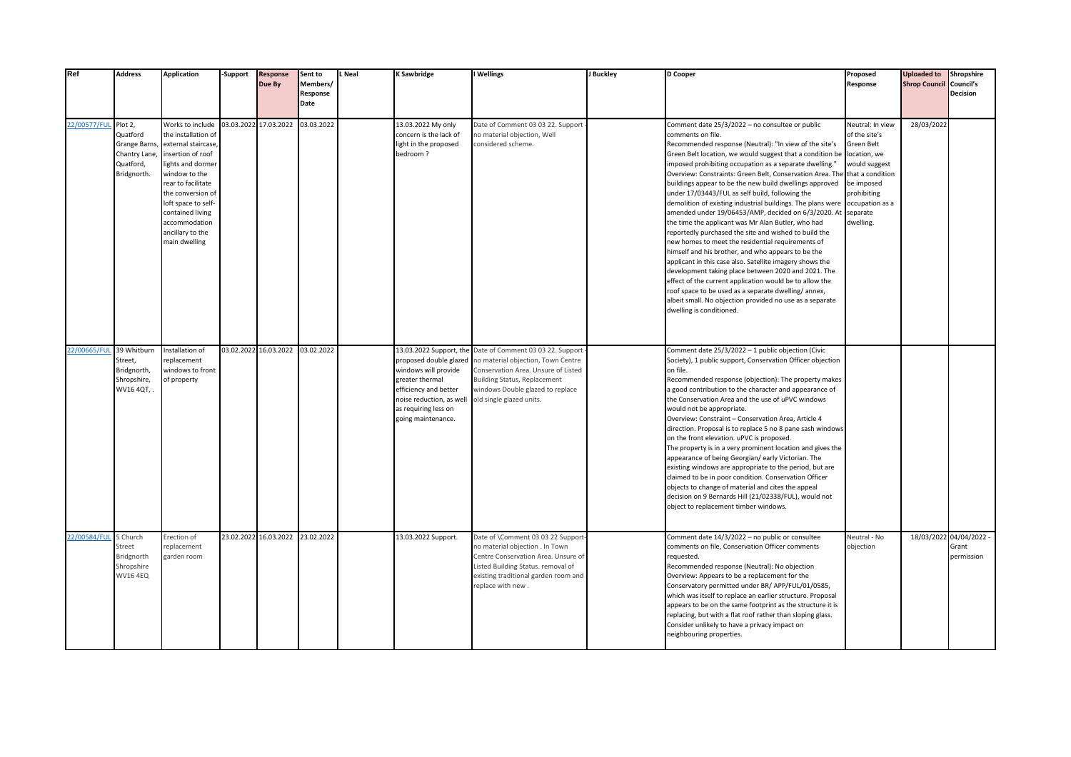| Ref | Address | Application | -Support | Response Due By | Sent to Members/ Response Date | L Neal | K Sawbridge | I Wellings | J Buckley | D Cooper | Proposed Response | Uploaded to Shrop Council | Shropshire Council's Decision |
|---|---|---|---|---|---|---|---|---|---|---|---|---|---|
| 22/00577/FUL | Plot 2, Quatford Grange Barns, Chantry Lane, Quatford, Bridgnorth. | Works to include the installation of external staircase, insertion of roof lights and dormer window to the rear to facilitate the conversion of loft space to self-contained living accommodation ancillary to the main dwelling | 03.03.2022 | 17.03.2022 | 03.03.2022 | | 13.03.2022 My only concern is the lack of light in the proposed bedroom ? | Date of Comment 03 03 22. Support - no material objection, Well considered scheme. | | Comment date 25/3/2022 – no consultee or public comments on file. Recommended response (Neutral): "In view of the site's Green Belt location, we would suggest that a condition be imposed prohibiting occupation as a separate dwelling." Overview: Constraints: Green Belt, Conservation Area. The buildings appear to be the new build dwellings approved under 17/03443/FUL as self build, following the demolition of existing industrial buildings. The plans were amended under 19/06453/AMP, decided on 6/3/2020. At the time the applicant was Mr Alan Butler, who had reportedly purchased the site and wished to build the new homes to meet the residential requirements of himself and his brother, and who appears to be the applicant in this case also. Satellite imagery shows the development taking place between 2020 and 2021. The effect of the current application would be to allow the roof space to be used as a separate dwelling/ annex, albeit small. No objection provided no use as a separate dwelling is conditioned. | Neutral: In view of the site's Green Belt location, we would suggest that a condition be imposed prohibiting occupation as a separate dwelling. | 28/03/2022 | |
| 22/00665/FUL | 39 Whitburn Street, Bridgnorth, Shropshire, WV16 4QT, . | Installation of replacement windows to front of property | 03.02.2022 | 16.03.2022 | 03.02.2022 | | 13.03.2022 Support, the proposed double glazed windows will provide greater thermal efficiency and better noise reduction, as well as requiring less on going maintenance. | Date of Comment 03 03 22. Support - no material objection, Town Centre Conservation Area. Unsure of Listed Building Status, Replacement windows Double glazed to replace old single glazed units. | | Comment date 25/3/2022 – 1 public objection (Civic Society), 1 public support, Conservation Officer objection on file. Recommended response (objection): The property makes a good contribution to the character and appearance of the Conservation Area and the use of uPVC windows would not be appropriate. Overview: Constraint – Conservation Area, Article 4 direction. Proposal is to replace 5 no 8 pane sash windows on the front elevation. uPVC is proposed. The property is in a very prominent location and gives the appearance of being Georgian/ early Victorian. The existing windows are appropriate to the period, but are claimed to be in poor condition. Conservation Officer objects to change of material and cites the appeal decision on 9 Bernards Hill (21/02338/FUL), would not object to replacement timber windows. | | | |
| 22/00584/FUL | 5 Church Street Bridgnorth Shropshire WV16 4EQ | Erection of replacement garden room | 23.02.2022 | 16.03.2022 | 23.02.2022 | | 13.03.2022 Support. | Date of \Comment 03 03 22 Support - no material objection . In Town Centre Conservation Area. Unsure of Listed Building Status. removal of existing traditional garden room and replace with new . | | Comment date 14/3/2022 – no public or consultee comments on file, Conservation Officer comments requested. Recommended response (Neutral): No objection Overview: Appears to be a replacement for the Conservatory permitted under BR/ APP/FUL/01/0585, which was itself to replace an earlier structure. Proposal appears to be on the same footprint as the structure it is replacing, but with a flat roof rather than sloping glass. Consider unlikely to have a privacy impact on neighbouring properties. | Neutral - No objection | 18/03/2022 | 04/04/2022 - Grant permission |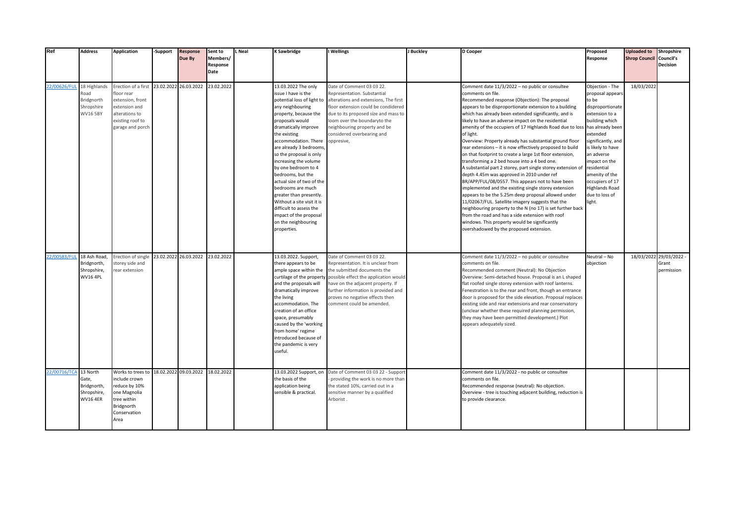| Ref | Address | Application | -Support | Response Due By | Sent to Members/ Response Date | L Neal | K Sawbridge | I Wellings | J Buckley | D Cooper | Proposed Response | Uploaded to Shrop Council | Shropshire Council's Decision |
|---|---|---|---|---|---|---|---|---|---|---|---|---|---|
| 22/00626/FUL | 18 Highlands Road Bridgnorth Shropshire WV16 5BY | Erection of a first floor rear extension, front extension and alterations to existing roof to garage and porch | 23.02.2022 | 26.03.2022 | 23.02.2022 | | 13.03.2022 The only issue I have is the potential loss of light to any neighbouring property, because the proposals would dramatically improve the existing accommodation. There are already 3 bedrooms, so the proposal is only increasing the volume by one bedroom to 4 bedrooms, but the actual size of two of the bedrooms are much greater than presently. Without a site visit it is difficult to assess the impact of the proposal on the neighbouring properties. | Date of Comment 03 03 22. Representation. Substantial alterations and extensions, The first floor extension could be condidered due to its proposed size and mass to loom over the boundaryto the neighbouring property and be considered overbearing and oppresive, | | Comment date 11/3/2022 – no public or consultee comments on file. Recommended response (Objection): The proposal appears to be disproportionate extension to a building which has already been extended significantly, and is likely to have an adverse impact on the residential amenity of the occupiers of 17 Highlands Road due to loss of light. Overview: Property already has substantial ground floor rear extensions – it is now effectively proposed to build on that footprint to create a large 1st floor extension, transforming a 2 bed house into a 4 bed one. A substantial part 2 storey, part single storey extension of depth 4.45m was approved in 2010 under ref BR/APP/FUL/08/0557. This appears not to have been implemented and the existing single storey extension appears to be the 5.25m deep proposal allowed under 11/02067/FUL. Satellite imagery suggests that the neighbouring property to the N (no 17) is set further back from the road and has a side extension with roof windows. This property would be significantly overshadowed by the proposed extension. | Objection - The proposal appears to be disproportionate extension to a building which has already been extended significantly, and is likely to have an adverse impact on the residential amenity of the occupiers of 17 Highlands Road due to loss of light. | 18/03/2022 | |
| 22/00583/FUL | 18 Ash Road, Bridgnorth, Shropshire, WV16 4PL | Erection of single storey side and rear extension | 23.02.2022 | 26.03.2022 | 23.02.2022 | | 13.03.2022. Support, there appears to be ample space within the curtilage of the property and the proposals will dramatically improve the living accommodation. The creation of an office space, presumably caused by the 'working from home' regime introduced because of the pandemic is very useful. | Date of Comment 03 03 22. Representation. It is unclear from the submitted documents the possible effect the application would have on the adjacent property. If further information is provided and proves no negative effects then comment could be amended. | | Comment date 11/3/2022 – no public or consultee comments on file. Recommended comment (Neutral): No Objection Overview: Semi-detached house. Proposal is an L shaped flat roofed single storey extension with roof lanterns. Fenestration is to the rear and front, though an entrance door is proposed for the side elevation. Proposal replaces existing side and rear extensions and rear conservatory (unclear whether these required planning permission, they may have been permitted development.) Plot appears adequately sized. | Neutral – No objection | 18/03/2022 | 29/03/2022 - Grant permission |
| 22/00716/TCA | 13 North Gate, Bridgnorth, Shropshire, WV16 4ER | Works to trees to include crown reduce by 10% one Magnolia tree within Bridgnorth Conservation Area | 18.02.2022 | 09.03.2022 | 18.02.2022 | | 13.03.2022 Support, on the basis of the application being sensible & practical. | Date of Comment 03 03 22 - Support - providing the work is no more than the stated 10%, carried out in a sensitive manner by a qualified Arborist . | | Comment date 11/3/2022 - no public or consultee comments on file. Recommended response (neutral): No objection. Overview - tree is touching adjacent building, reduction is to provide clearance. | | | |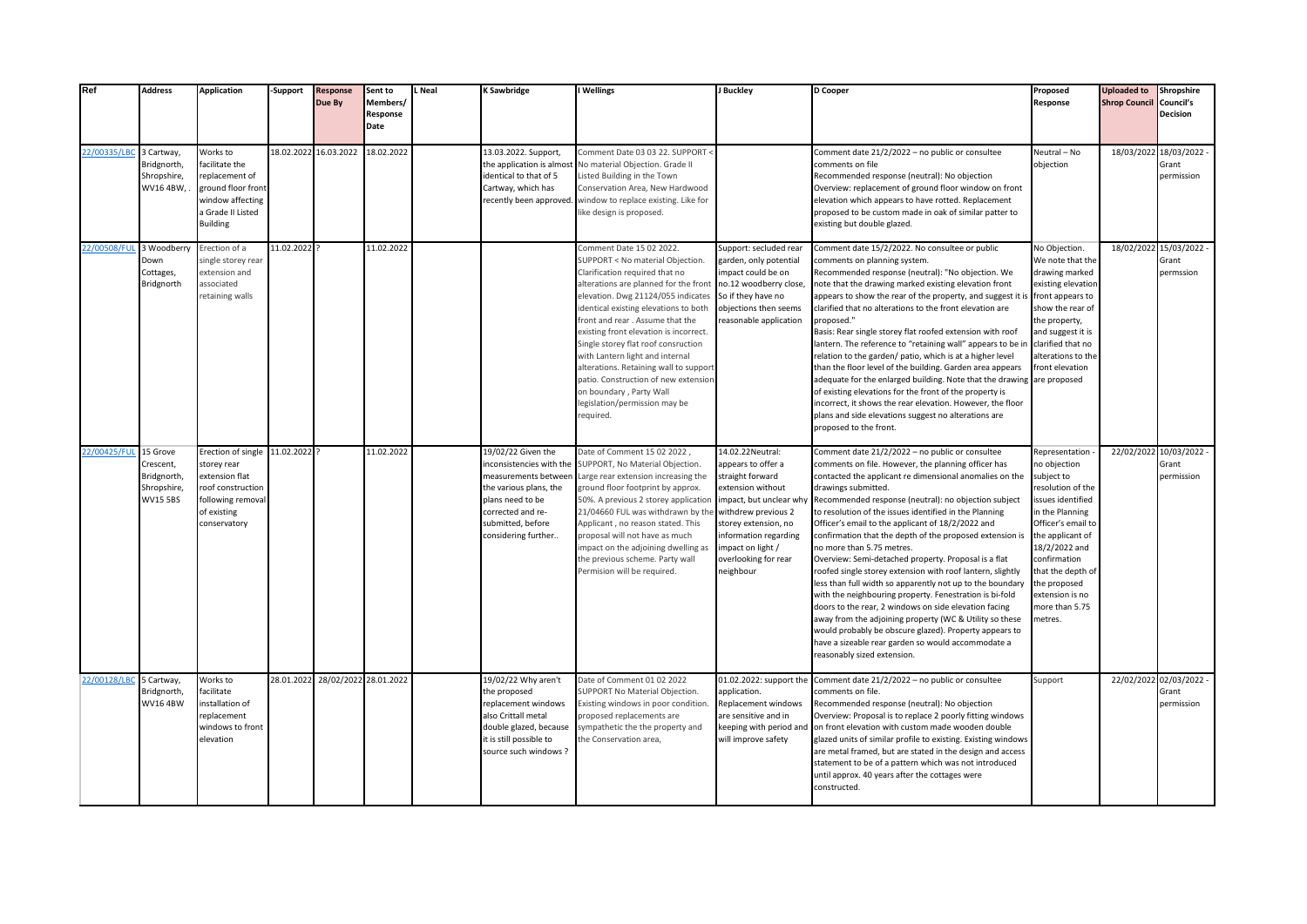| Ref | Address | Application | -Support | Response Due By | Sent to Members/ Response Date | L Neal | K Sawbridge | I Wellings | J Buckley | D Cooper | Proposed Response | Uploaded to Shrop Council | Shropshire Council's Decision |
|---|---|---|---|---|---|---|---|---|---|---|---|---|---|
| 22/00335/LBC | 3 Cartway, Bridgnorth, Shropshire, WV16 4BW, . | Works to facilitate the replacement of ground floor front window affecting a Grade II Listed Building | 18.02.2022 | 16.03.2022 | 18.02.2022 | | 13.03.2022. Support, the application is almost identical to that of 5 Cartway, which has recently been approved. | Comment Date 03 03 22. SUPPORT < No material Objection. Grade II Listed Building in the Town Conservation Area, New Hardwood window to replace existing. Like for like design is proposed. | | Comment date 21/2/2022 – no public or consultee comments on file<br>Recommended response (neutral): No objection<br>Overview: replacement of ground floor window on front elevation which appears to have rotted. Replacement proposed to be custom made in oak of similar patter to existing but double glazed. | Neutral – No objection | 18/03/2022 | 18/03/2022 - Grant permission |
| 22/00508/FUL | 3 Woodberry Down Cottages, Bridgnorth | Erection of a single storey rear extension and associated retaining walls | 11.02.2022 | ? | 11.02.2022 | | | Comment Date 15 02 2022. SUPPORT < No material Objection. Clarification required that no alterations are planned for the front elevation. Dwg 21124/055 indicates identical existing elevations to both front and rear . Assume that the existing front elevation is incorrect. Single storey flat roof consruction with Lantern light and internal alterations. Retaining wall to support patio. Construction of new extension on boundary , Party Wall legislation/permission may be required. | Support: secluded rear garden, only potential impact could be on no.12 woodberry close, So if they have no objections then seems reasonable application | Comment date 15/2/2022. No consultee or public comments on planning system.<br>Recommended response (neutral): "No objection. We note that the drawing marked existing elevation front appears to show the rear of the property, and suggest it is clarified that no alterations to the front elevation are proposed."<br>Basis: Rear single storey flat roofed extension with roof lantern. The reference to "retaining wall" appears to be in relation to the garden/ patio, which is at a higher level than the floor level of the building. Garden area appears adequate for the enlarged building. Note that the drawing of existing elevations for the front of the property is incorrect, it shows the rear elevation. However, the floor plans and side elevations suggest no alterations are proposed to the front. | No Objection. We note that the drawing marked existing elevation front appears to show the rear of the property, and suggest it is clarified that no alterations to the front elevation are proposed | 18/02/2022 | 15/03/2022 - Grant permssion |
| 22/00425/FUL | 15 Grove Crescent, Bridgnorth, Shropshire, WV15 5BS | Erection of single storey rear extension flat roof construction following removal of existing conservatory | 11.02.2022 | ? | 11.02.2022 | | 19/02/22 Given the inconsistencies with the measurements between the various plans, the plans need to be corrected and re-submitted, before considering further.. | Date of Comment 15 02 2022 , SUPPORT, No Material Objection. Large rear extension increasing the ground floor footprint by approx. 50%. A previous 2 storey application 21/04660 FUL was withdrawn by the Applicant , no reason stated. This proposal will not have as much impact on the adjoining dwelling as the previous scheme. Party wall Permision will be required. | 14.02.22Neutral: appears to offer a straight forward extension without impact, but unclear why withdrew previous 2 storey extension, no information regarding impact on light / overlooking for rear neighbour | Comment date 21/2/2022 – no public or consultee comments on file. However, the planning officer has contacted the applicant re dimensional anomalies on the drawings submitted.<br>Recommended response (neutral): no objection subject to resolution of the issues identified in the Planning Officer's email to the applicant of 18/2/2022 and confirmation that the depth of the proposed extension is no more than 5.75 metres.<br>Overview: Semi-detached property. Proposal is a flat roofed single storey extension with roof lantern, slightly less than full width so apparently not up to the boundary with the neighbouring property. Fenestration is bi-fold doors to the rear, 2 windows on side elevation facing away from the adjoining property (WC & Utility so these would probably be obscure glazed). Property appears to have a sizeable rear garden so would accommodate a reasonably sized extension. | Representation - no objection subject to resolution of the issues identified in the Planning Officer's email to the applicant of 18/2/2022 and confirmation that the depth of the proposed extension is no more than 5.75 metres. | 22/02/2022 | 10/03/2022 - Grant permission |
| 22/00128/LBC | 5 Cartway, Bridgnorth, WV16 4BW | Works to facilitate installation of replacement windows to front elevation | 28.01.2022 | 28/02/2022 | 28.01.2022 | | 19/02/22 Why aren't the proposed replacement windows also Crittall metal double glazed, because it is still possible to source such windows ? | Date of Comment 01 02 2022 SUPPORT No Material Objection. Existing windows in poor condition. proposed replacements are sympathetic the the property and the Conservation area, | 01.02.2022: support the application. Replacement windows are sensitive and in keeping with period and will improve safety | Comment date 21/2/2022 – no public or consultee comments on file.<br>Recommended response (neutral): No objection<br>Overview: Proposal is to replace 2 poorly fitting windows on front elevation with custom made wooden double glazed units of similar profile to existing. Existing windows are metal framed, but are stated in the design and access statement to be of a pattern which was not introduced until approx. 40 years after the cottages were constructed. | Support | 22/02/2022 | 02/03/2022 - Grant permission |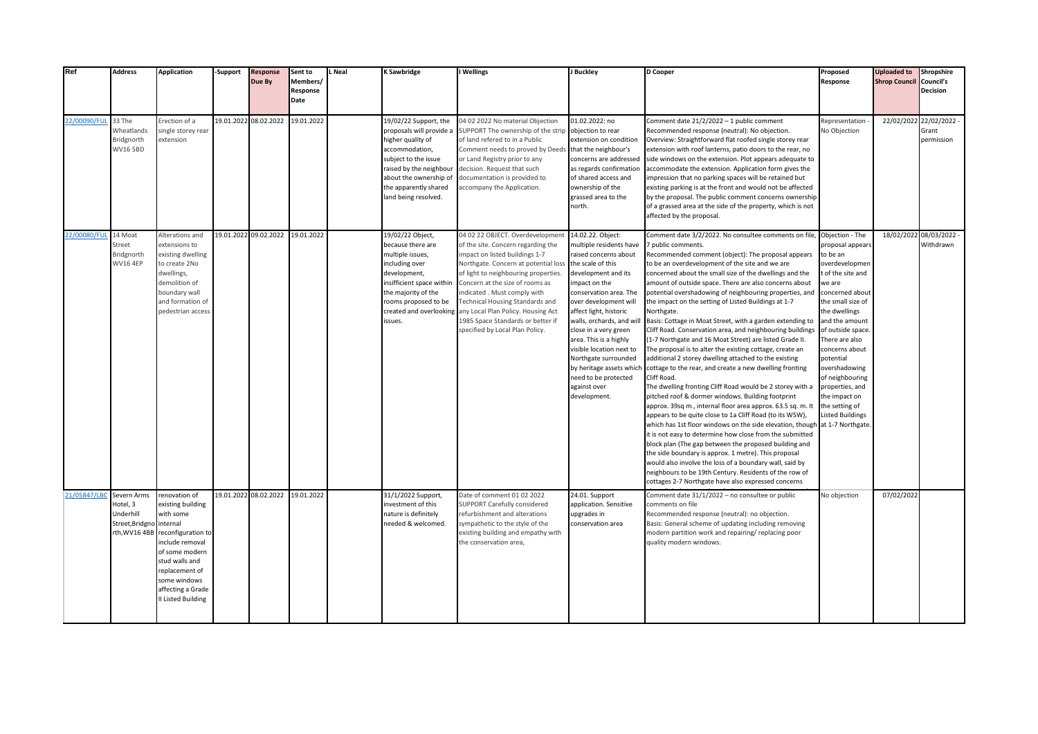| Ref | Address | Application | -Support | Response Due By | Sent to Members/ Response Date | L Neal | K Sawbridge | I Wellings | J Buckley | D Cooper | Proposed Response | Uploaded to Shrop Council | Shropshire Council's Decision |
|---|---|---|---|---|---|---|---|---|---|---|---|---|---|
| 22/00090/FUL | 33 The Wheatlands Bridgnorth WV16 5BD | Erection of a single storey rear extension | 19.01.2022 | 08.02.2022 | 19.01.2022 | | 19/02/22 Support, the proposals will provide a higher quality of accommodation, subject to the issue raised by the neighbour about the ownership of the apparently shared land being resolved. | 04 02 2022 No material Objection SUPPORT The ownership of the strip of land refered to in a Public Comment needs to proved by Deeds or Land Registry prior to any decision. Request that such documentation is provided to accompany the Application. | 01.02.2022: no objection to rear extension on condition that the neighbour's concerns are addressed as regards confirmation of shared access and ownership of the grassed area to the north. | Comment date 21/2/2022 – 1 public comment Recommended response (neutral): No objection. Overview: Straightforward flat roofed single storey rear extension with roof lanterns, patio doors to the rear, no side windows on the extension. Plot appears adequate to accommodate the extension. Application form gives the impression that no parking spaces will be retained but existing parking is at the front and would not be affected by the proposal. The public comment concerns ownership of a grassed area at the side of the property, which is not affected by the proposal. | Representation - No Objection | 22/02/2022 | 22/02/2022 - Grant permission |
| 22/00080/FUL | 14 Moat Street Bridgnorth WV16 4EP | Alterations and extensions to existing dwelling to create 2No dwellings, demolition of boundary wall and formation of pedestrian access | 19.01.2022 | 09.02.2022 | 19.01.2022 | | 19/02/22 Object, because there are multiple issues, including over development, insifficient space within the majority of the rooms proposed to be created and overlooking issues. | 04 02 22 OBJECT. Overdevelopment of the site. Concern regarding the impact on listed buildings 1-7 Northgate. Concern at potential loss of light to neighbouring properties. Concern at the size of rooms as indicated . Must comply with Technical Housing Standards and any Local Plan Policy. Housing Act 1985 Space Standards or better if specified by Local Plan Policy. | 14.02.22. Object: multiple residents have raised concerns about the scale of this development and its impact on the conservation area. The over development will affect light, historic walls, orchards, and will close in a very green area. This is a highly visible location next to Northgate surrounded by heritage assets which need to be protected against over development. | Comment date 3/2/2022. No consultee comments on file, 7 public comments. Recommended comment (object): The proposal appears to be an overdevelopment of the site and we are concerned about the small size of the dwellings and the amount of outside space. There are also concerns about potential overshadowing of neighbouring properties, and the impact on the setting of Listed Buildings at 1-7 Northgate. Basis: Cottage in Moat Street, with a garden extending to Cliff Road. Conservation area, and neighbouring buildings (1-7 Northgate and 16 Moat Street) are listed Grade II. The proposal is to alter the existing cottage, create an additional 2 storey dwelling attached to the existing cottage to the rear, and create a new dwelling fronting Cliff Road. The dwelling fronting Cliff Road would be 2 storey with a pitched roof & dormer windows. Building footprint approx. 39sq m., internal floor area approx. 63.5 sq. m. It appears to be quite close to 1a Cliff Road (to its WSW), which has 1st floor windows on the side elevation, though it is not easy to determine how close from the submitted block plan (The gap between the proposed building and the side boundary is approx. 1 metre). This proposal would also involve the loss of a boundary wall, said by neighbours to be 19th Century. Residents of the row of cottages 2-7 Northgate have also expressed concerns | Objection - The proposal appears to be an overdevelopment of the site and we are concerned about the small size of the dwellings and the amount of outside space. There are also concerns about potential overshadowing of neighbouring properties, and the impact on the setting of Listed Buildings at 1-7 Northgate. | 18/02/2022 | 08/03/2022 - Withdrawn |
| 21/05847/LBC | Severn Arms Hotel, 3 Underhill Street,Bridgnorth,WV16 4BB | renovation of existing building with some internal reconfiguration to include removal of some modern stud walls and replacement of some windows affecting a Grade II Listed Building | 19.01.2022 | 08.02.2022 | 19.01.2022 | | 31/1/2022 Support, investment of this nature is definitely needed & welcomed. | Date of comment 01 02 2022 SUPPORT Carefully considered refurbishment and alterations sympathetic to the style of the existing building and empathy with the conservation area, | 24.01. Support application. Sensitive upgrades in conservation area | Comment date 31/1/2022 – no consultee or public comments on file Recommended response (neutral): no objection. Basis: General scheme of updating including removing modern partition work and repairing/ replacing poor quality modern windows. | No objection | 07/02/2022 | |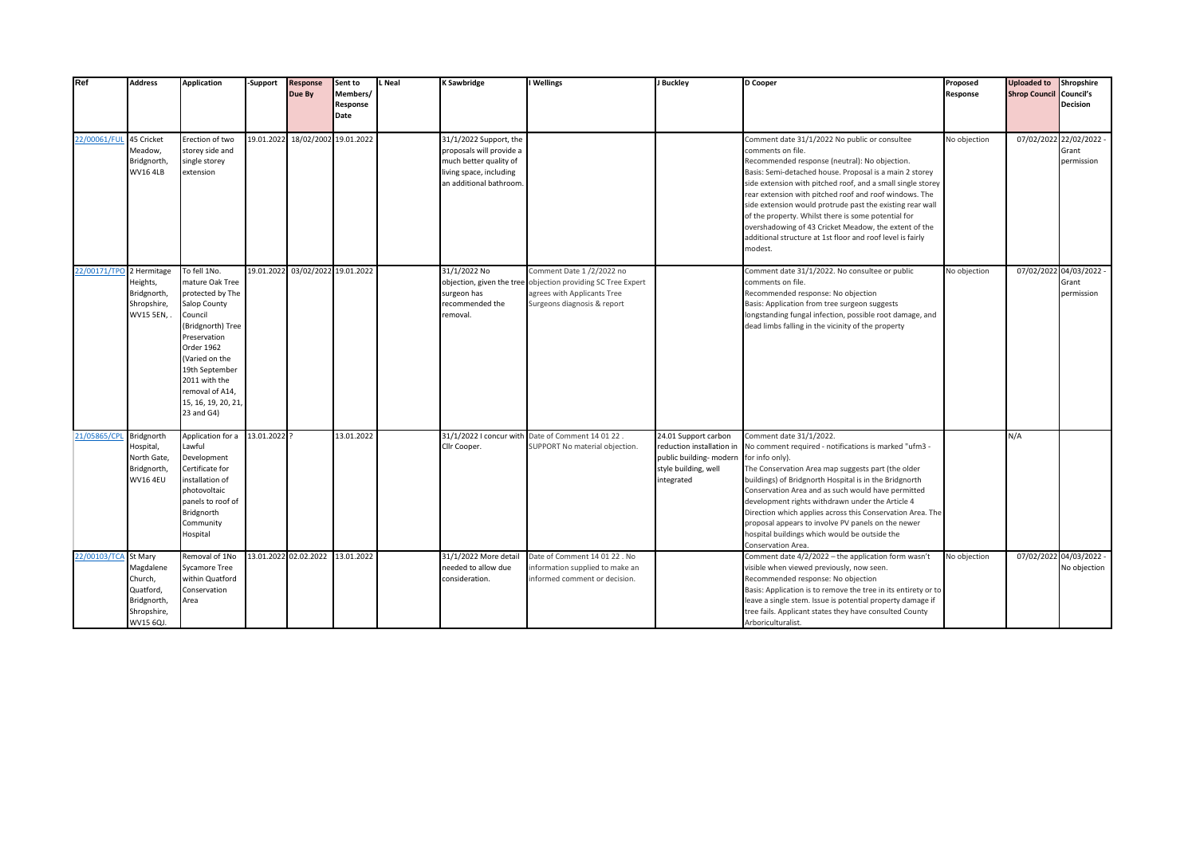| Ref | Address | Application | -Support | Response Due By | Sent to Members/ Response Date | L Neal | K Sawbridge | I Wellings | J Buckley | D Cooper | Proposed Response | Uploaded to Shrop Council | Shropshire Council's Decision |
|---|---|---|---|---|---|---|---|---|---|---|---|---|---|
| 22/00061/FUL | 45 Cricket Meadow, Bridgnorth, WV16 4LB | Erection of two storey side and single storey extension | 19.01.2022 | 18/02/2002 | 19.01.2022 | | 31/1/2022 Support, the proposals will provide a much better quality of living space, including an additional bathroom. | | | Comment date 31/1/2022 No public or consultee comments on file.<br>Recommended response (neutral): No objection.<br>Basis: Semi-detached house. Proposal is a main 2 storey side extension with pitched roof, and a small single storey rear extension with pitched roof and roof windows. The side extension would protrude past the existing rear wall of the property. Whilst there is some potential for overshadowing of 43 Cricket Meadow, the extent of the additional structure at 1st floor and roof level is fairly modest. | No objection | 07/02/2022 | 22/02/2022 - Grant permission |
| 22/00171/TPO | 2 Hermitage Heights, Bridgnorth, Shropshire, WV15 5EN, . | To fell 1No. mature Oak Tree protected by The Salop County Council (Bridgnorth) Tree Preservation Order 1962 (Varied on the 19th September 2011 with the removal of A14, 15, 16, 19, 20, 21, 23 and G4) | 19.01.2022 | 03/02/2022 | 19.01.2022 | | 31/1/2022 No objection, given the tree surgeon has recommended the removal. | Comment Date 1 /2/2022 no objection providing SC Tree Expert agrees with Applicants Tree Surgeons diagnosis & report | | Comment date 31/1/2022. No consultee or public comments on file.<br>Recommended response: No objection<br>Basis: Application from tree surgeon suggests longstanding fungal infection, possible root damage, and dead limbs falling in the vicinity of the property | No objection | 07/02/2022 | 04/03/2022 - Grant permission |
| 21/05865/CPL | Bridgnorth Hospital, North Gate, Bridgnorth, WV16 4EU | Application for a Lawful Development Certificate for installation of photovoltaic panels to roof of Bridgnorth Community Hospital | 13.01.2022 | ? | 13.01.2022 | | 31/1/2022 I concur with Cllr Cooper. | Date of Comment 14 01 22 . SUPPORT No material objection. | 24.01 Support carbon reduction installation in public building- modern style building, well integrated | Comment date 31/1/2022.<br>No comment required - notifications is marked "ufm3 - for info only).<br>The Conservation Area map suggests part (the older buildings) of Bridgnorth Hospital is in the Bridgnorth Conservation Area and as such would have permitted development rights withdrawn under the Article 4 Direction which applies across this Conservation Area. The proposal appears to involve PV panels on the newer hospital buildings which would be outside the Conservation Area. | | N/A | |
| 22/00103/TCA | St Mary Magdalene Church, Quatford, Bridgnorth, Shropshire, WV15 6QJ. | Removal of 1No Sycamore Tree within Quatford Conservation Area | 13.01.2022 | 02.02.2022 | 13.01.2022 | | 31/1/2022 More detail needed to allow due consideration. | Date of Comment 14 01 22 . No information supplied to make an informed comment or decision. | | Comment date 4/2/2022 – the application form wasn't visible when viewed previously, now seen.<br>Recommended response: No objection<br>Basis: Application is to remove the tree in its entirety or to leave a single stem. Issue is potential property damage if tree fails. Applicant states they have consulted County Arboriculturalist. | No objection | 07/02/2022 | 04/03/2022 - No objection |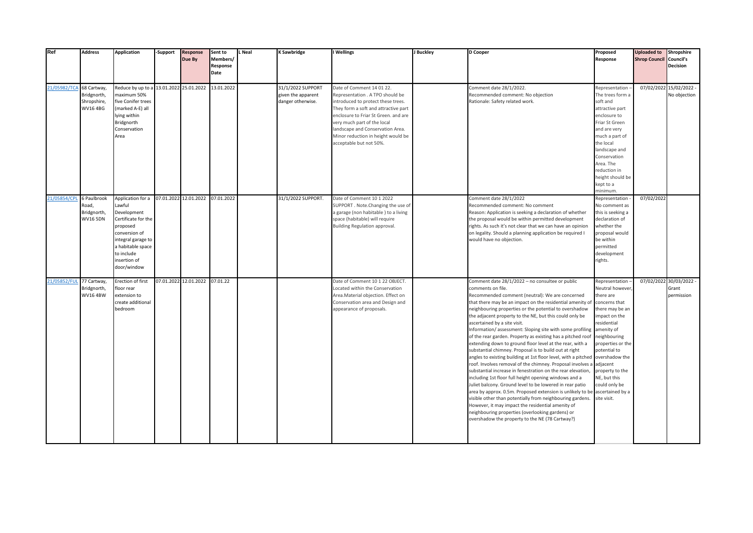| Ref | Address | Application | -Support | Response Due By | Sent to Members/ Response Date | L Neal | K Sawbridge | I Wellings | J Buckley | D Cooper | Proposed Response | Uploaded to Shrop Council | Shropshire Council's Decision |
|---|---|---|---|---|---|---|---|---|---|---|---|---|---|
| 21/05982/TCA | 68 Cartway, Bridgnorth, Shropshire, WV16 4BG | Reduce by up to a maximum 50% five Conifer trees (marked A-E) all lying within Bridgnorth Conservation Area | 13.01.2022 | 25.01.2022 | 13.01.2022 | | 31/1/2022 SUPPORT given the apparent danger otherwise. | Date of Comment 14 01 22. Representation . A TPO should be introduced to protect these trees. They form a soft and attractive part enclosure to Friar St Green. and are very much part of the local landscape and Conservation Area. Minor reduction in height would be acceptable but not 50%. | | Comment date 28/1/2022. Recommended comment: No objection Rationale: Safety related work. | Representation – The trees form a soft and attractive part enclosure to Friar St Green and are very much a part of the local landscape and Conservation Area. The reduction in height should be kept to a minimum. | 07/02/2022 | 15/02/2022 - No objection |
| 21/05854/CPL | 6 Paulbrook Road, Bridgnorth, WV16 5DN | Application for a Lawful Development Certificate for the proposed conversion of integral garage to a habitable space to include insertion of door/window | 07.01.2022 | 12.01.2022 | 07.01.2022 | | 31/1/2022 SUPPORT. | Date of Comment 10 1 2022 SUPPORT . Note.Changing the use of a garage (non habitable ) to a living space (habitable) will require Building Regulation approval. | | Comment date 28/1/2022 Recommended comment: No comment Reason: Application is seeking a declaration of whether the proposal would be within permitted development rights. As such it's not clear that we can have an opinion on legality. Should a planning application be required I would have no objection. | Representation - No comment as this is seeking a declaration of whether proposal would be within permitted development rights. | 07/02/2022 | |
| 21/05852/FUL | 77 Cartway, Bridgnorth, WV16 4BW | Erection of first floor rear extension to create additional bedroom | 07.01.2022 | 12.01.2022 | 07.01.22 | | | Date of Comment 10 1 22 OBJECT. Located within the Conservation Area.Material objection. Effect on Conservation area and Design and appearance of proposals. | | Comment date 28/1/2022 – no consultee or public comments on file. Recommended comment (neutral): We are concerned that there may be an impact on the residential amenity of neighbouring properties or the potential to overshadow the adjacent property to the NE, but this could only be ascertained by a site visit. Information/ assessment: Sloping site with some profiling of the rear garden. Property as existing has a pitched roof extending down to ground floor level at the rear, with a substantial chimney. Proposal is to build out at right angles to existing building at 1st floor level, with a pitched roof. Involves removal of the chimney. Proposal involves a substantial increase in fenestration on the rear elevation, including 1st floor full height opening windows and a Juliet balcony. Ground level to be lowered in rear patio area by approx. 0.5m. Proposed extension is unlikely to be visible other than potentially from neighbouring gardens. However, it may impact the residential amenity of neighbouring properties (overlooking gardens) or overshadow the property to the NE (78 Cartway?) | Representation – Neutral however, there are concerns that there may be an impact on the residential amenity of neighbouring properties or the potential to overshadow the adjacent property to the NE, but this could only be ascertained by a site visit. | 07/02/2022 | 30/03/2022 - Grant permission |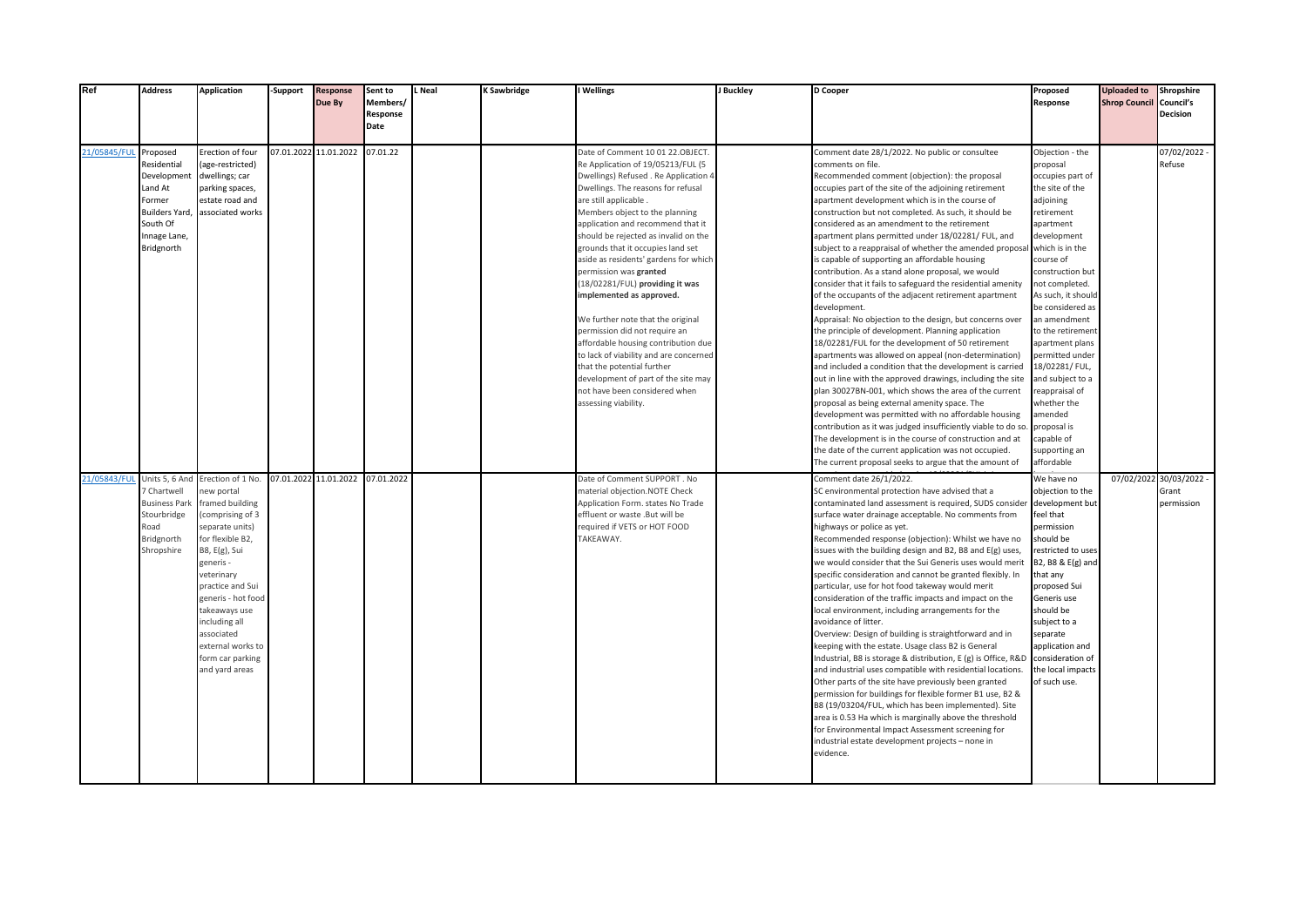| Ref | Address | Application | -Support | Response Due By | Sent to Members/ Response Date | L Neal | K Sawbridge | I Wellings | J Buckley | D Cooper | Proposed Response | Uploaded to Shrop Council | Shropshire Council's Decision |
|---|---|---|---|---|---|---|---|---|---|---|---|---|---|
| 21/05845/FUL | Proposed Residential Development Land At Former Builders Yard, South Of Innage Lane, Bridgnorth | Erection of four (age-restricted) dwellings; car parking spaces, estate road and associated works | 07.01.2022 | 11.01.2022 | 07.01.22 | | | Date of Comment 10 01 22.OBJECT. Re Application of 19/05213/FUL (5 Dwellings) Refused . Re Application 4 Dwellings. The reasons for refusal are still applicable . Members object to the planning application and recommend that it should be rejected as invalid on the grounds that it occupies land set aside as residents' gardens for which permission was **granted** (18/02281/FUL) **providing it was implemented as approved.** We further note that the original permission did not require an affordable housing contribution due to lack of viability and are concerned that the potential further development of part of the site may not have been considered when assessing viability. | | Comment date 28/1/2022. No public or consultee comments on file. Recommended comment (objection): the proposal occupies part of the site of the adjoining retirement apartment development which is in the course of construction but not completed. As such, it should be considered as an amendment to the retirement apartment plans permitted under 18/02281/ FUL, and subject to a reappraisal of whether the amended proposal is capable of supporting an affordable housing contribution. As a stand alone proposal, we would consider that it fails to safeguard the residential amenity of the occupants of the adjacent retirement apartment development. Appraisal: No objection to the design, but concerns over the principle of development. Planning application 18/02281/FUL for the development of 50 retirement apartments was allowed on appeal (non-determination) and included a condition that the development is carried out in line with the approved drawings, including the site plan 30027BN-001, which shows the area of the current proposal as being external amenity space. The development was permitted with no affordable housing contribution as it was judged insufficiently viable to do so. The development is in the course of construction and at the date of the current application was not occupied. The current proposal seeks to argue that the amount of | Objection - the proposal occupies part of the site of the adjoining retirement apartment development which is in the course of construction but not completed. As such, it should be considered as an amendment to the retirement apartment plans permitted under 18/02281/ FUL, and subject to a reappraisal of whether the amended proposal is capable of supporting an affordable | | 07/02/2022 - Refuse |
| 21/05843/FUL | Units 5, 6 And 7 Chartwell Business Park Stourbridge Road Bridgnorth Shropshire | Erection of 1 No. new portal framed building (comprising of 3 separate units) for flexible B2, B8, E(g), Sui generis - veterinary practice and Sui generis - hot food takeaways use including all associated external works to form car parking and yard areas | 07.01.2022 | 11.01.2022 | 07.01.2022 | | | Date of Comment SUPPORT . No material objection.NOTE Check Application Form. states No Trade effluent or waste .But will be required if VETS or HOT FOOD TAKEAWAY. | | Comment date 26/1/2022. SC environmental protection have advised that a contaminated land assessment is required, SUDS consider surface water drainage acceptable. No comments from highways or police as yet. Recommended response (objection): Whilst we have no issues with the building design and B2, B8 and E(g) uses, we would consider that the Sui Generis uses would merit specific consideration and cannot be granted flexibly. In particular, use for hot food takeway would merit consideration of the traffic impacts and impact on the local environment, including arrangements for the avoidance of litter. Overview: Design of building is straightforward and in keeping with the estate. Usage class B2 is General Industrial, B8 is storage & distribution, E (g) is Office, R&D and industrial uses compatible with residential locations. Other parts of the site have previously been granted permission for buildings for flexible former B1 use, B2 & B8 (19/03204/FUL, which has been implemented). Site area is 0.53 Ha which is marginally above the threshold for Environmental Impact Assessment screening for industrial estate development projects – none in evidence. | We have no objection to the development but feel that permission should be restricted to uses B2, B8 & E(g) and that any proposed Sui Generis use should be subject to a separate application and consideration of the local impacts of such use. | 07/02/2022 | 30/03/2022 - Grant permission |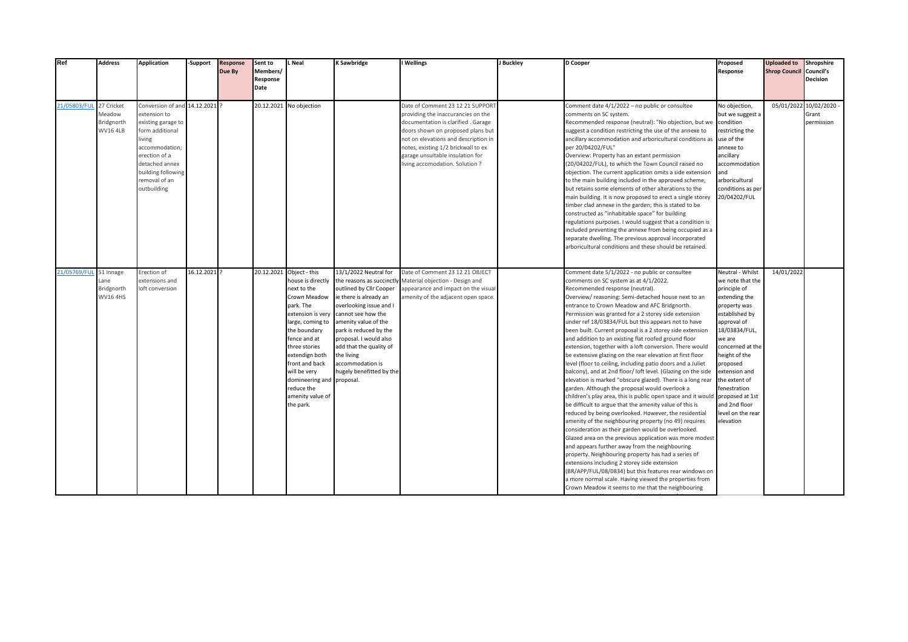| Ref | Address | Application | -Support | Response Due By | Sent to Members/ Response Date | L Neal | K Sawbridge | I Wellings | J Buckley | D Cooper | Proposed Response | Uploaded to Shrop Council | Shropshire Council's Decision |
|---|---|---|---|---|---|---|---|---|---|---|---|---|---|
| 21/05803/FUL | 27 Cricket Meadow Bridgnorth WV16 4LB | Conversion of and extension to existing garage to form additional living accommodation; erection of a detached annex building following removal of an outbuilding | 14.12.2021 | ? | 20.12.2021 | No objection | | Date of Comment 23 12 21 SUPPORT providing the inaccurancies on the documentation is clarified . Garage doors shown on proposed plans but not on elevations and description in notes, existing 1/2 brickwall to ex garage unsuitable insulation for living accomodation. Solution ? | | Comment date 4/1/2022 – no public or consultee comments on SC system. Recommended response (neutral): "No objection, but we suggest a condition restricting the use of the annexe to ancillary accommodation and arboricultural conditions as per 20/04202/FUL" Overview: Property has an extant permission (20/04202/FUL), to which the Town Council raised no objection. The current application omits a side extension to the main building included in the approved scheme, but retains some elements of other alterations to the main building. It is now proposed to erect a single storey timber clad annexe in the garden; this is stated to be constructed as "inhabitable space" for building regulations purposes. I would suggest that a condition is included preventing the annexe from being occupied as a separate dwelling. The previous approval incorporated arboricultural conditions and these should be retained. | No objection, but we suggest a condition restricting the use of the annexe to ancillary accommodation and arboricultural conditions as per 20/04202/FUL | 05/01/2022 | 10/02/2020 - Grant permission |
| 21/05769/FUL | 51 Innage Lane Bridgnorth WV16 4HS | Erection of extensions and loft conversion | 16.12.2021 | ? | 20.12.2021 | Object - this house is directly next to the Crown Meadow park. The extension is very large, coming to the boundary fence and at three stories extendign both front and back will be very domineering and reduce the amenity value of the park. | 13/1/2022 Neutral for the reasons as succinctly outlined by Cllr Cooper ie there is already an overlooking issue and I cannot see how the amenity value of the park is reduced by the proposal. I would also add that the quality of the living accommodation is hugely benefitted by the proposal. | Date of Comment 23 12 21 OBJECT Material objection - Design and appearance and impact on the visual amenity of the adjacent open space. | | Comment date 5/1/2022 - no public or consultee comments on SC system as at 4/1/2022. Recommended response (neutral). Overview/ reasoning: Semi-detached house next to an entrance to Crown Meadow and AFC Bridgnorth. Permission was granted for a 2 storey side extension under ref 18/03834/FUL but this appears not to have been built. Current proposal is a 2 storey side extension and addition to an existing flat roofed ground floor extension, together with a loft conversion. There would be extensive glazing on the rear elevation at first floor level (floor to ceiling, including patio doors and a Juliet balcony), and at 2nd floor/ loft level. (Glazing on the side elevation is marked "obscure glazed). There is a long rear garden. Although the proposal would overlook a children's play area, this is public open space and it would be difficult to argue that the amenity value of this is reduced by being overlooked. However, the residential amenity of the neighbouring property (no 49) requires consideration as their garden would be overlooked. Glazed area on the previous application was more modest and appears further away from the neighbouring property. Neighbouring property has had a series of extensions including 2 storey side extension (BR/APP/FUL/08/0834) but this features rear windows on a more normal scale. Having viewed the properties from Crown Meadow it seems to me that the neighbouring | Neutral - Whilst we note that the principle of extending the property was established by approval of 18/03834/FUL, we are concerned at the height of the proposed extension and the extent of fenestration proposed at 1st and 2nd floor level on the rear elevation | 14/01/2022 | |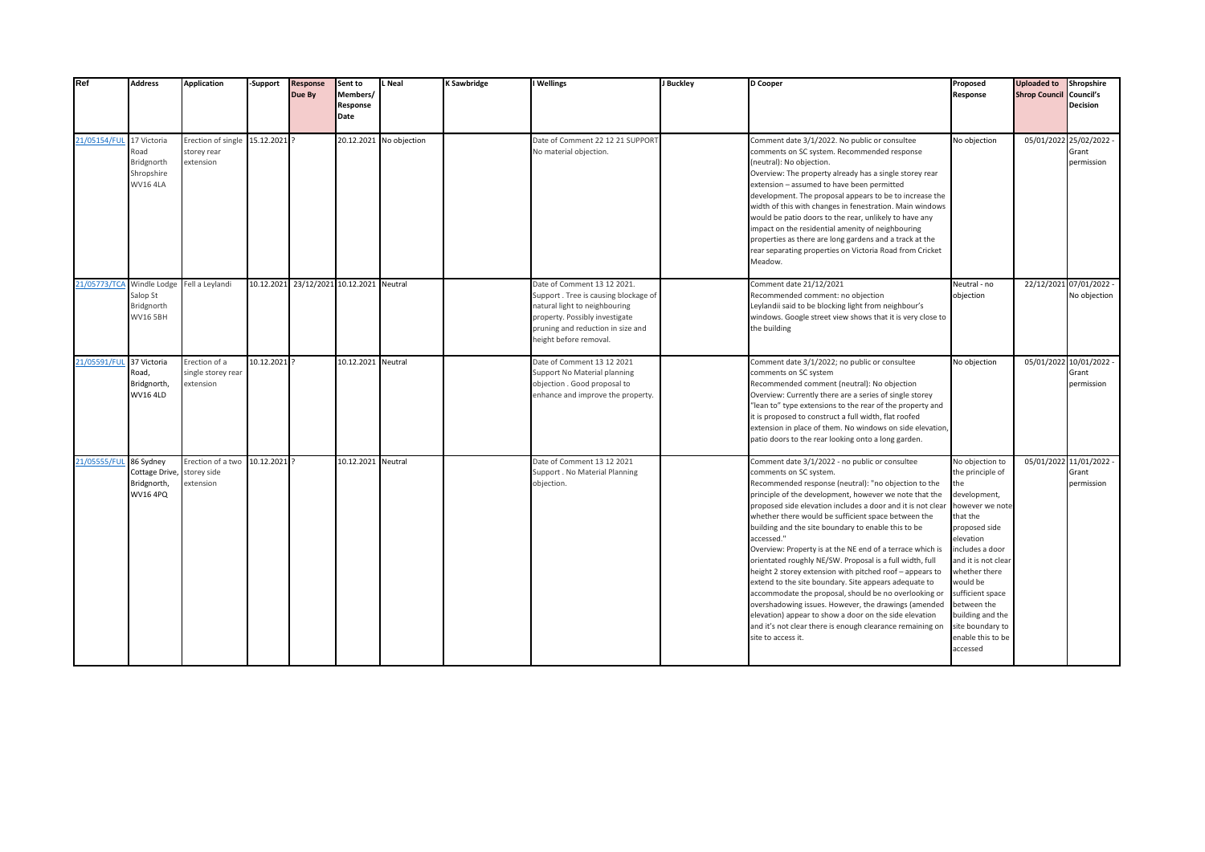| Ref | Address | Application | -Support | Response Due By | Sent to Members/ Response Date | L Neal | K Sawbridge | I Wellings | J Buckley | D Cooper | Proposed Response | Uploaded to Shrop Council | Shropshire Council's Decision |
|---|---|---|---|---|---|---|---|---|---|---|---|---|---|
| 21/05154/FUL | 17 Victoria Road Bridgnorth Shropshire WV16 4LA | Erection of single storey rear extension | 15.12.2021 | ? | 20.12.2021 | No objection | | Date of Comment 22 12 21 SUPPORT No material objection. | | Comment date 3/1/2022. No public or consultee comments on SC system. Recommended response (neutral): No objection. Overview: The property already has a single storey rear extension – assumed to have been permitted development. The proposal appears to be to increase the width of this with changes in fenestration. Main windows would be patio doors to the rear, unlikely to have any impact on the residential amenity of neighbouring properties as there are long gardens and a track at the rear separating properties on Victoria Road from Cricket Meadow. | No objection | 05/01/2022 | 25/02/2022 - Grant permission |
| 21/05773/TCA | Windle Lodge Salop St Bridgnorth WV16 5BH | Fell a Leylandi | 10.12.2021 | 23/12/2021 | 10.12.2021 | Neutral | | Date of Comment 13 12 2021. Support . Tree is causing blockage of natural light to neighbouring property. Possibly investigate pruning and reduction in size and height before removal. | | Comment date 21/12/2021 Recommended comment: no objection Leylandii said to be blocking light from neighbour's windows. Google street view shows that it is very close to the building | Neutral - no objection | 22/12/2021 | 07/01/2022 - No objection |
| 21/05591/FUL | 37 Victoria Road, Bridgnorth, WV16 4LD | Erection of a single storey rear extension | 10.12.2021 | ? | 10.12.2021 | Neutral | | Date of Comment 13 12 2021 Support No Material planning objection . Good proposal to enhance and improve the property. | | Comment date 3/1/2022; no public or consultee comments on SC system Recommended comment (neutral): No objection Overview: Currently there are a series of single storey "lean to" type extensions to the rear of the property and it is proposed to construct a full width, flat roofed extension in place of them. No windows on side elevation, patio doors to the rear looking onto a long garden. | No objection | 05/01/2022 | 10/01/2022 - Grant permission |
| 21/05555/FUL | 86 Sydney Cottage Drive, Bridgnorth, WV16 4PQ | Erection of a two storey side extension | 10.12.2021 | ? | 10.12.2021 | Neutral | | Date of Comment 13 12 2021 Support . No Material Planning objection. | | Comment date 3/1/2022 - no public or consultee comments on SC system. Recommended response (neutral): "no objection to the principle of the development, however we note that the proposed side elevation includes a door and it is not clear whether there would be sufficient space between the building and the site boundary to enable this to be accessed." Overview: Property is at the NE end of a terrace which is orientated roughly NE/SW. Proposal is a full width, full height 2 storey extension with pitched roof – appears to extend to the site boundary. Site appears adequate to accommodate the proposal, should be no overlooking or overshadowing issues. However, the drawings (amended elevation) appear to show a door on the side elevation and it's not clear there is enough clearance remaining on site to access it. | No objection to the principle of the development, however we note that the proposed side elevation includes a door and it is not clear whether there would be sufficient space between the building and the site boundary to enable this to be accessed | 05/01/2022 | 11/01/2022 - Grant permission |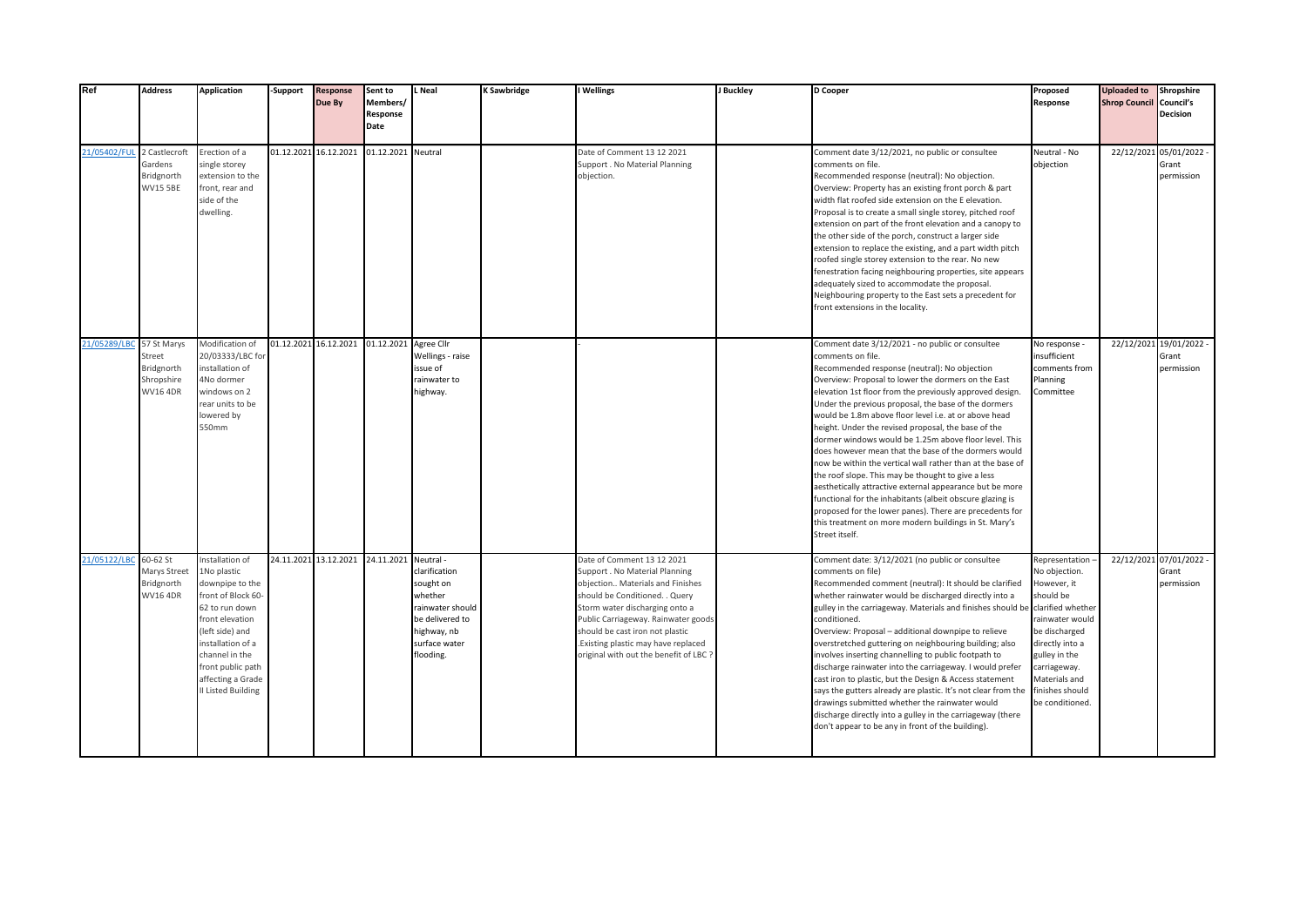| Ref | Address | Application | -Support | Response Due By | Sent to Members/ Response Date | L Neal | K Sawbridge | I Wellings | J Buckley | D Cooper | Proposed Response | Uploaded to Shrop Council | Shropshire Council's Decision |
|---|---|---|---|---|---|---|---|---|---|---|---|---|---|
| 21/05402/FUL | 2 Castlecroft Gardens Bridgnorth WV15 5BE | Erection of a single storey extension to the front, rear and side of the dwelling. | 01.12.2021 | 16.12.2021 | 01.12.2021 | Neutral | | Date of Comment 13 12 2021 Support . No Material Planning objection. | | Comment date 3/12/2021, no public or consultee comments on file. Recommended response (neutral): No objection. Overview: Property has an existing front porch & part width flat roofed side extension on the E elevation. Proposal is to create a small single storey, pitched roof extension on part of the front elevation and a canopy to the other side of the porch, construct a larger side extension to replace the existing, and a part width pitch roofed single storey extension to the rear. No new fenestration facing neighbouring properties, site appears adequately sized to accommodate the proposal. Neighbouring property to the East sets a precedent for front extensions in the locality. | Neutral - No objection | 22/12/2021 | 05/01/2022 - Grant permission |
| 21/05289/LBC | 57 St Marys Street Bridgnorth Shropshire WV16 4DR | Modification of 20/03333/LBC for installation of 4No dormer windows on 2 rear units to be lowered by 550mm | 01.12.2021 | 16.12.2021 | 01.12.2021 | Agree Cllr Wellings - raise issue of rainwater to highway. | | - | | Comment date 3/12/2021 - no public or consultee comments on file. Recommended response (neutral): No objection Overview: Proposal to lower the dormers on the East elevation 1st floor from the previously approved design. Under the previous proposal, the base of the dormers would be 1.8m above floor level i.e. at or above head height. Under the revised proposal, the base of the dormer windows would be 1.25m above floor level. This does however mean that the base of the dormers would now be within the vertical wall rather than at the base of the roof slope. This may be thought to give a less aesthetically attractive external appearance but be more functional for the inhabitants (albeit obscure glazing is proposed for the lower panes). There are precedents for this treatment on more modern buildings in St. Mary's Street itself. | No response - insufficient comments from Planning Committee | 22/12/2021 | 19/01/2022 - Grant permission |
| 21/05122/LBC | 60-62 St Marys Street Bridgnorth WV16 4DR | Installation of 1No plastic downpipe to the front of Block 60-62 to run down front elevation (left side) and installation of a channel in the front public path affecting a Grade II Listed Building | 24.11.2021 | 13.12.2021 | 24.11.2021 | Neutral - clarification sought on whether rainwater should be delivered to highway, nb surface water flooding. | | Date of Comment 13 12 2021 Support . No Material Planning objection.. Materials and Finishes should be Conditioned. . Query Storm water discharging onto a Public Carriageway. Rainwater goods should be cast iron not plastic .Existing plastic may have replaced original with out the benefit of LBC ? | | Comment date: 3/12/2021 (no public or consultee comments on file) Recommended comment (neutral): It should be clarified whether rainwater would be discharged directly into a gulley in the carriageway. Materials and finishes should be conditioned. Overview: Proposal – additional downpipe to relieve overstretched guttering on neighbouring building; also involves inserting channelling to public footpath to discharge rainwater into the carriageway. I would prefer cast iron to plastic, but the Design & Access statement says the gutters already are plastic. It's not clear from the drawings submitted whether the rainwater would discharge directly into a gulley in the carriageway (there don't appear to be any in front of the building). | Representation – No objection. However, it should be clarified whether rainwater would be discharged directly into a gulley in the carriageway. Materials and finishes should be conditioned. | 22/12/2021 | 07/01/2022 - Grant permission |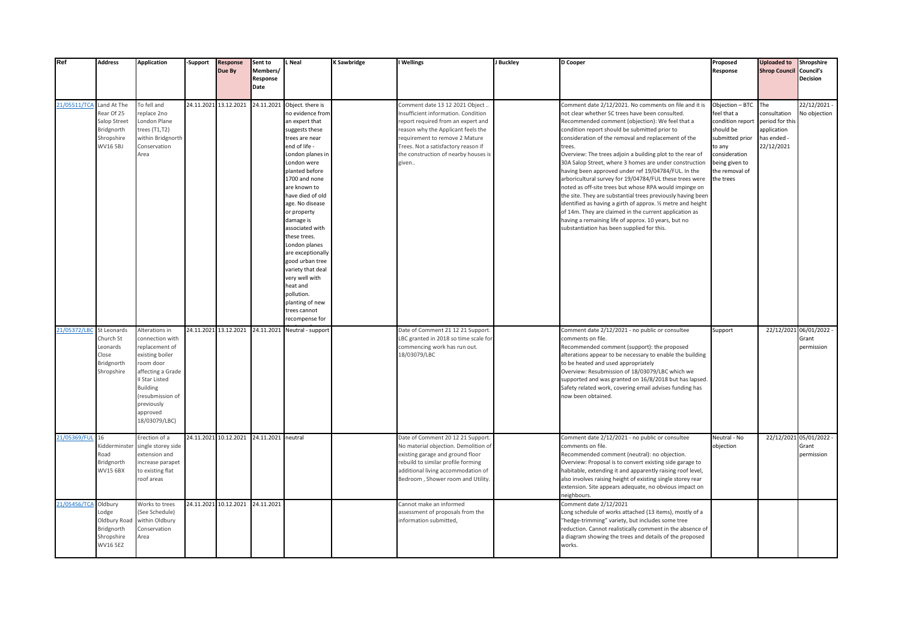| Ref | Address | Application | -Support | Response Due By | Sent to Members/ Response Date | L Neal | K Sawbridge | I Wellings | J Buckley | D Cooper | Proposed Response | Uploaded to Shrop Council | Shropshire Council's Decision |
|---|---|---|---|---|---|---|---|---|---|---|---|---|---|
| 21/05511/TCA | Land At The Rear Of 25 Salop Street Bridgnorth Shropshire WV16 5BJ | To fell and replace 2no London Plane trees (T1,T2) within Bridgnorth Conservation Area | 24.11.2021 | 13.12.2021 | 24.11.2021 | Object. there is no evidence from an expert that suggests these trees are near end of life - London planes in London were planted before 1700 and none are known to have died of old age. No disease or property damage is associated with these trees. London planes are exceptionally good urban tree variety that deal very well with heat and pollution. planting of new trees cannot recompense for | | Comment date 13 12 2021 Object .. Insufficient information. Condition report required from an expert and reason why the Applicant feels the requirement to remove 2 Mature Trees. Not a satisfactory reason if the construction of nearby houses is given.. | | Comment date 2/12/2021. No comments on file and it is not clear whether SC trees have been consulted. Recommended comment (objection): We feel that a condition report should be submitted prior to consideration of the removal and replacement of the trees. Overview: The trees adjoin a building plot to the rear of 30A Salop Street, where 3 homes are under construction having been approved under ref 19/04784/FUL. In the arboricultural survey for 19/04784/FUL these trees were noted as off-site trees but whose RPA would impinge on the site. They are substantial trees previously having been identified as having a girth of approx. ½ metre and height of 14m. They are claimed in the current application as having a remaining life of approx. 10 years, but no substantiation has been supplied for this. | Objection – BTC feel that a condition report should be submitted prior to any consideration being given to the removal of the trees | The consultation period for this application has ended - 22/12/2021 | 22/12/2021 - No objection |
| 21/05372/LBC | St Leonards Church St Leonards Close Bridgnorth Shropshire | Alterations in connection with replacement of existing boiler room door affecting a Grade II Star Listed Building (resubmission of previously approved 18/03079/LBC) | 24.11.2021 | 13.12.2021 | 24.11.2021 | Neutral - support | | Date of Comment 21 12 21 Support. LBC granted in 2018 so time scale for commencing work has run out. 18/03079/LBC | | Comment date 2/12/2021 - no public or consultee comments on file. Recommended comment (support): the proposed alterations appear to be necessary to enable the building to be heated and used appropriately Overview: Resubmission of 18/03079/LBC which we supported and was granted on 16/8/2018 but has lapsed. Safety related work, covering email advises funding has now been obtained. | Support | 22/12/2021 | 06/01/2022 - Grant permission |
| 21/05369/FUL | 16 Kidderminster Road Bridgnorth WV15 6BX | Erection of a single storey side extension and increase parapet to existing flat roof areas | 24.11.2021 | 10.12.2021 | 24.11.2021 | neutral | | Date of Comment 20 12 21 Support. No material objection. Demolition of existing garage and ground floor rebuild to similar profile forming additional living accommodation of Bedroom , Shower room and Utility. | | Comment date 2/12/2021 - no public or consultee comments on file. Recommended comment (neutral): no objection. Overview: Proposal is to convert existing side garage to habitable, extending it and apparently raising roof level, also involves raising height of existing single storey rear extension. Site appears adequate, no obvious impact on neighbours. | Neutral - No objection | 22/12/2021 | 05/01/2022 - Grant permission |
| 21/05456/TCA | Oldbury Lodge Oldbury Road Bridgnorth Shropshire WV16 5EZ | Works to trees (See Schedule) within Oldbury Conservation Area | 24.11.2021 | 10.12.2021 | 24.11.2021 | | | Cannot make an informed assessment of proposals from the information submitted, | | Comment date 2/12/2021 Long schedule of works attached (13 items), mostly of a "hedge-trimming" variety, but includes some tree reduction. Cannot realistically comment in the absence of a diagram showing the trees and details of the proposed works. | | | |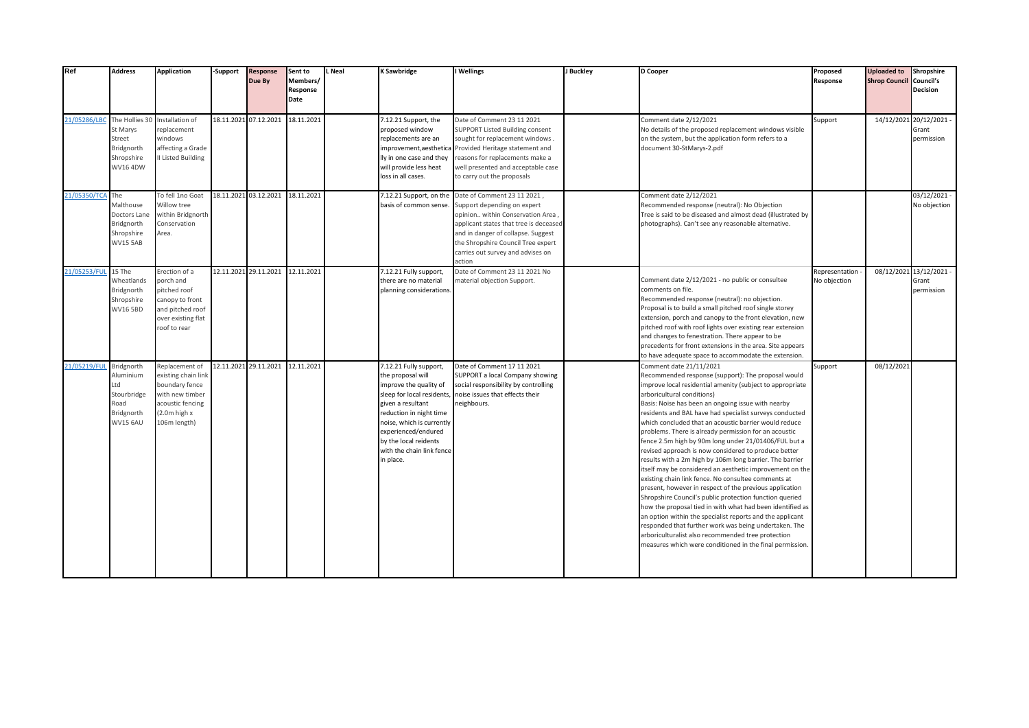| Ref | Address | Application | -Support | Response Due By | Sent to Members/ Response Date | L Neal | K Sawbridge | I Wellings | J Buckley | D Cooper | Proposed Response | Uploaded to Shrop Council | Shropshire Council's Decision |
|---|---|---|---|---|---|---|---|---|---|---|---|---|---|
| 21/05286/LBC | The Hollies 30 St Marys Street Bridgnorth Shropshire WV16 4DW | Installation of replacement windows affecting a Grade II Listed Building | 18.11.2021 | 07.12.2021 | 18.11.2021 | | 7.12.21 Support, the proposed window replacements are an improvement,aesthetically in one case and they will provide less heat loss in all cases. | Date of Comment 23 11 2021 SUPPORT Listed Building consent sought for replacement windows . Provided Heritage statement and reasons for replacements make a well presented and acceptable case to carry out the proposals | | Comment date 2/12/2021 No details of the proposed replacement windows visible on the system, but the application form refers to a document 30-StMarys-2.pdf | Support | 14/12/2021 | 20/12/2021 - Grant permission |
| 21/05350/TCA | The Malthouse Doctors Lane Bridgnorth Shropshire WV15 5AB | To fell 1no Goat Willow tree within Bridgnorth Conservation Area. | 18.11.2021 | 03.12.2021 | 18.11.2021 | | 7.12.21 Support, on the basis of common sense. | Date of Comment 23 11 2021 , Support depending on expert opinion.. within Conservation Area , applicant states that tree is deceased and in danger of collapse. Suggest the Shropshire Council Tree expert carries out survey and advises on action | | Comment date 2/12/2021 Recommended response (neutral): No Objection Tree is said to be diseased and almost dead (illustrated by photographs). Can't see any reasonable alternative. | | | 03/12/2021 - No objection |
| 21/05253/FUL | 15 The Wheatlands Bridgnorth Shropshire WV16 5BD | Erection of a porch and pitched roof canopy to front and pitched roof over existing flat roof to rear | 12.11.2021 | 29.11.2021 | 12.11.2021 | | 7.12.21 Fully support, there are no material planning considerations. | Date of Comment 23 11 2021 No material objection Support. | | Comment date 2/12/2021 - no public or consultee comments on file. Recommended response (neutral): no objection. Proposal is to build a small pitched roof single storey extension, porch and canopy to the front elevation, new pitched roof with roof lights over existing rear extension and changes to fenestration. There appear to be precedents for front extensions in the area. Site appears to have adequate space to accommodate the extension. | Representation - No objection | 08/12/2021 | 13/12/2021 - Grant permission |
| 21/05219/FUL | Bridgnorth Aluminium Ltd Stourbridge Road Bridgnorth WV15 6AU | Replacement of existing chain link boundary fence with new timber acoustic fencing (2.0m high x 106m length) | 12.11.2021 | 29.11.2021 | 12.11.2021 | | 7.12.21 Fully support, the proposal will improve the quality of sleep for local residents, given a resultant reduction in night time noise, which is currently experienced/endured by the local reidents with the chain link fence in place. | Date of Comment 17 11 2021 SUPPORT a local Company showing social responsibility by controlling noise issues that effects their neighbours. | | Comment date 21/11/2021 Recommended response (support): The proposal would improve local residential amenity (subject to appropriate arboricultural conditions) Basis: Noise has been an ongoing issue with nearby residents and BAL have had specialist surveys conducted which concluded that an acoustic barrier would reduce problems. There is already permission for an acoustic fence 2.5m high by 90m long under 21/01406/FUL but a revised approach is now considered to produce better results with a 2m high by 106m long barrier. The barrier itself may be considered an aesthetic improvement on the existing chain link fence. No consultee comments at present, however in respect of the previous application Shropshire Council's public protection function queried how the proposal tied in with what had been identified as an option within the specialist reports and the applicant responded that further work was being undertaken. The arboriculturalist also recommended tree protection measures which were conditioned in the final permission. | Support | 08/12/2021 | |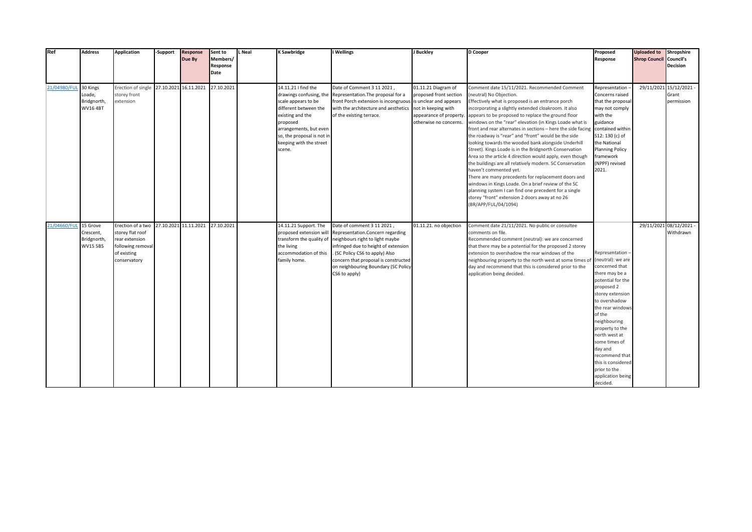| Ref | Address | Application | -Support | Response Due By | Sent to Members/ Response Date | L Neal | K Sawbridge | I Wellings | J Buckley | D Cooper | Proposed Response | Uploaded to Shrop Council | Shropshire Council's Decision |
|---|---|---|---|---|---|---|---|---|---|---|---|---|---|
| 21/04980/FUL | 30 Kings Loade, Bridgnorth, WV16 4BT | Erection of single storey front extension | 27.10.2021 | 16.11.2021 | 27.10.2021 | | 14.11.21 I find the drawings confusing, the scale appears to be different between the existing and the proposed arrangements, but even so, the proposal is not in keeping with the street scene. | Date of Comment 3 11 2021 , Representation.The proposal for a front Porch extension is incongruous with the architecture and aesthetics of the existing terrace. | 01.11.21 Diagram of proposed front section is unclear and appears not in keeping with appearance of property. otherwise no concerns. | Comment date 15/11/2021. Recommended Comment (neutral) No Objection.<br>Effectively what is proposed is an entrance porch incorporating a slightly extended cloakroom. It also appears to be proposed to replace the ground floor windows on the "rear" elevation (in Kings Loade what is front and rear alternates in sections – here the side facing the roadway is "rear" and "front" would be the side looking towards the wooded bank alongside Underhill Street). Kings Loade is in the Bridgnorth Conservation Area so the article 4 direction would apply, even though the buildings are all relatively modern. SC Conservation haven't commented yet.<br>There are many precedents for replacement doors and windows in Kings Loade. On a brief review of the SC planning system I can find one precedent for a single storey "front" extension 2 doors away at no 26 (BR/APP/FUL/04/1094) | Representation – Concerns raised that the proposal may not comply with the guidance contained within S12: 130 (c) of the National Planning Policy framework (NPPF) revised 2021. | 29/11/2021 | 15/12/2021 - Grant permission |
| 21/04660/FUL | 15 Grove Crescent, Bridgnorth, WV15 5BS | Erection of a two storey flat roof rear extension following removal of existing conservatory | 27.10.2021 | 11.11.2021 | 27.10.2021 | | 14.11.21 Support. The proposed extension will transform the quality of the living accommodation of this family home. | Date of comment 3 11 2021 , Representation.Concern regarding neighbours right to light maybe infringed due to height of extension . (SC Policy CS6 to apply) Also concern that proposal is constructed on neighbouring Boundary (SC Policy CS6 to apply) | 01.11.21. no objection | Comment date 21/11/2021. No public or consultee comments on file.<br>Recommended comment (neutral): we are concerned that there may be a potential for the proposed 2 storey extension to overshadow the rear windows of the neighbouring property to the north west at some times of day and recommend that this is considered prior to the application being decided. | Representation – (neutral): we are concerned that there may be a potential for the proposed 2 storey extension to overshadow the rear windows of the neighbouring property to the north west at some times of day and recommend that this is considered prior to the application being decided. | 29/11/2021 | 08/12/2021 - Withdrawn |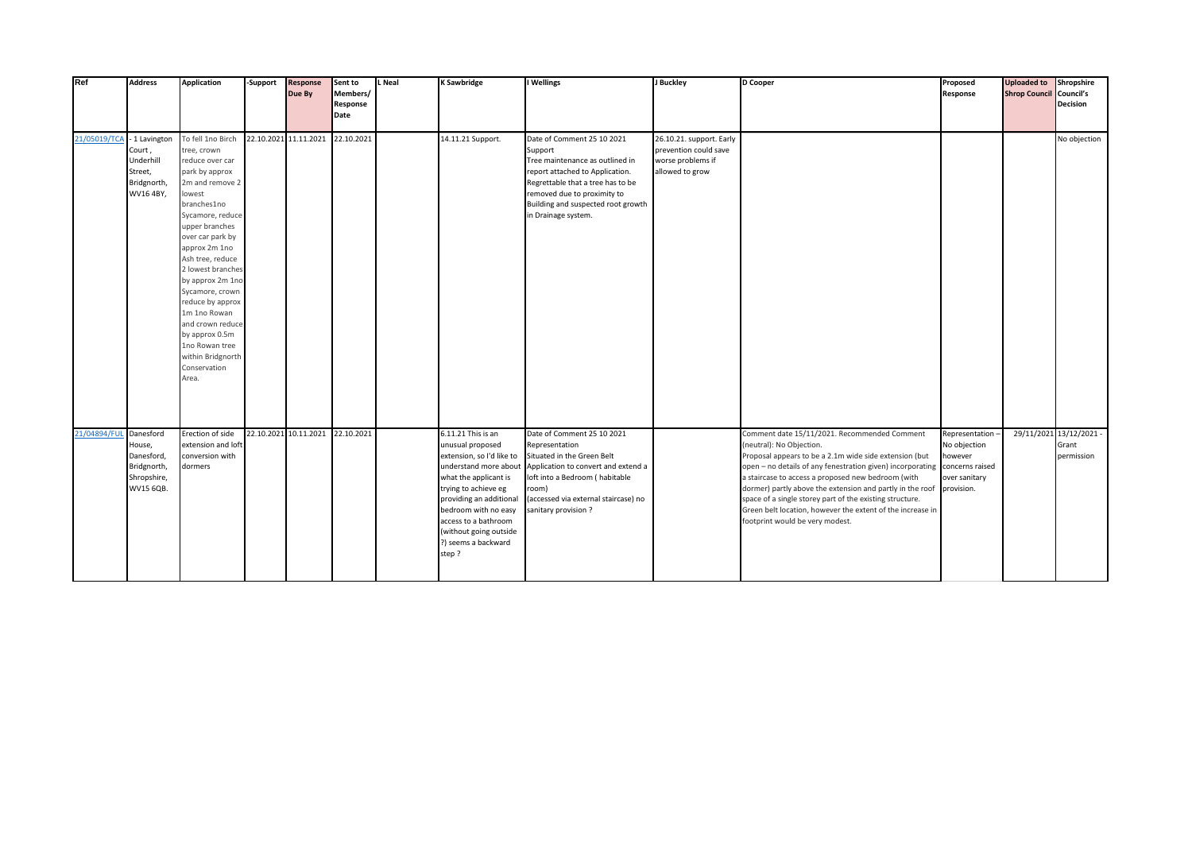| Ref | Address | Application | -Support | Response Due By | Sent to Members/ Response Date | L Neal | K Sawbridge | I Wellings | J Buckley | D Cooper | Proposed Response | Uploaded to Shrop Council | Shropshire Council's Decision |
|---|---|---|---|---|---|---|---|---|---|---|---|---|---|
| 21/05019/TCA | - 1 Lavington Court , Underhill Street, Bridgnorth, WV16 4BY, | To fell 1no Birch tree, crown reduce over car park by approx 2m and remove 2 lowest branches1no Sycamore, reduce upper branches over car park by approx 2m 1no Ash tree, reduce 2 lowest branches by approx 2m 1no Sycamore, crown reduce by approx 1m 1no Rowan and crown reduce by approx 0.5m 1no Rowan tree within Bridgnorth Conservation Area. | 22.10.2021 | 11.11.2021 | 22.10.2021 | | 14.11.21 Support. | Date of Comment 25 10 2021 Support Tree maintenance as outlined in report attached to Application. Regrettable that a tree has to be removed due to proximity to Building and suspected root growth in Drainage system. | 26.10.21. support. Early prevention could save worse problems if allowed to grow | | | | No objection |
| 21/04894/FUL | Danesford House, Danesford, Bridgnorth, Shropshire, WV15 6QB. | Erection of side extension and loft conversion with dormers | 22.10.2021 | 10.11.2021 | 22.10.2021 | | 6.11.21 This is an unusual proposed extension, so I'd like to understand more about what the applicant is trying to achieve eg providing an additional bedroom with no easy access to a bathroom (without going outside ?) seems a backward step ? | Date of Comment 25 10 2021 Representation Situated in the Green Belt Application to convert and extend a loft into a Bedroom ( habitable room) (accessed via external staircase) no sanitary provision ? | | Comment date 15/11/2021. Recommended Comment (neutral): No Objection. Proposal appears to be a 2.1m wide side extension (but open – no details of any fenestration given) incorporating a staircase to access a proposed new bedroom (with dormer) partly above the extension and partly in the roof space of a single storey part of the existing structure. Green belt location, however the extent of the increase in footprint would be very modest. | Representation – No objection however concerns raised over sanitary provision. | 29/11/2021 | 13/12/2021 - Grant permission |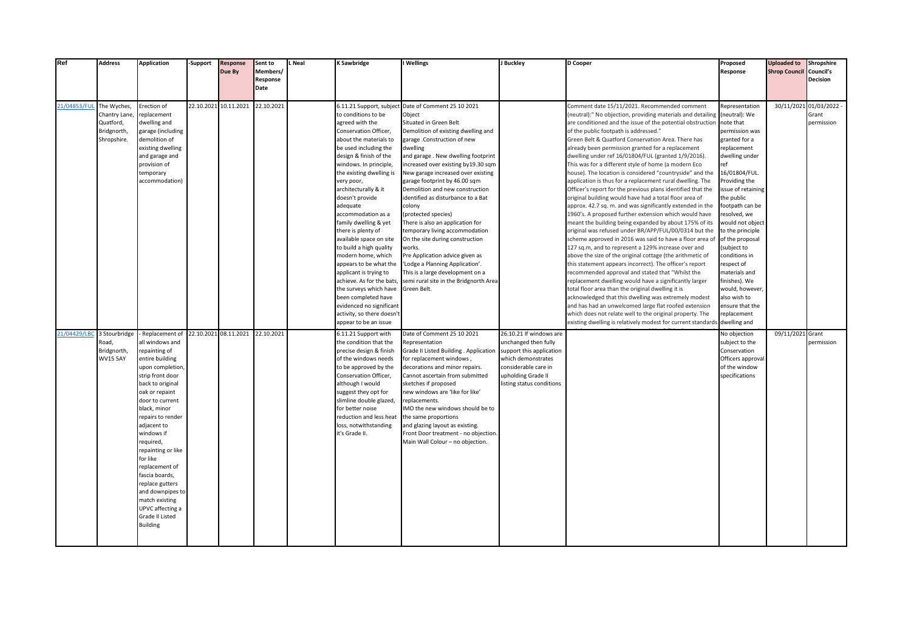| Ref | Address | Application | -Support | Response Due By | Sent to Members/ Response Date | L Neal | K Sawbridge | I Wellings | J Buckley | D Cooper | Proposed Response | Uploaded to Shrop Council | Shropshire Council's Decision |
|---|---|---|---|---|---|---|---|---|---|---|---|---|---|
| 21/04853/FUL | The Wyches, Chantry Lane, Quatford, Bridgnorth, Shropshire. | Erection of replacement dwelling and garage (including demolition of existing dwelling and garage and provision of temporary accommodation) | 22.10.2021 | 10.11.2021 | 22.10.2021 | | 6.11.21 Support, subject to conditions to be agreed with the Conservation Officer, about the materials to be used including the design & finish of the windows. In principle, the existing dwelling is very poor, architecturally & it doesn't provide adequate accommodation as a family dwelling & yet there is plenty of available space on site to build a high quality modern home, which appears to be what the applicant is trying to achieve. As for the bats, the surveys which have been completed have evidenced no significant activity, so there doesn't appear to be an issue | Date of Comment 25 10 2021<br>Object<br>Situated in Green Belt<br>Demolition of existing dwelling and garage .Construction of new dwelling<br>and garage . New dwelling footprint increased over existing by19.30 sqm<br>New garage increased over existing garage footprint by 46.00 sqm<br>Demolition and new construction identified as disturbance to a Bat colony<br>(protected species)<br>There is also an application for temporary living accommodation<br>On the site during construction works.<br>Pre Application advice given as 'Lodge a Planning Application'.<br>This is a large development on a semi rural site in the Bridgnorth Area Green Belt. | | Comment date 15/11/2021. Recommended comment (neutral):" No objection, providing materials and detailing are conditioned and the issue of the potential obstruction of the public footpath is addressed."<br>Green Belt & Quatford Conservation Area. There has already been permission granted for a replacement dwelling under ref 16/01804/FUL (granted 1/9/2016). This was for a different style of home (a modern Eco house). The location is considered "countryside" and the application is thus for a replacement rural dwelling. The Officer's report for the previous plans identified that the original building would have had a total floor area of approx. 42.7 sq. m. and was significantly extended in the 1960's. A proposed further extension which would have meant the building being expanded by about 175% of its original was refused under BR/APP/FUL/00/0314 but the scheme approved in 2016 was said to have a floor area of 127 sq.m, and to represent a 129% increase over and above the size of the original cottage (the arithmetic of this statement appears incorrect). The officer's report recommended approval and stated that "Whilst the replacement dwelling would have a significantly larger total floor area than the original dwelling it is acknowledged that this dwelling was extremely modest and has had an unwelcomed large flat roofed extension which does not relate well to the original property. The existing dwelling is relatively modest for current standards | Representation (neutral): We note that permission was granted for a replacement dwelling under ref 16/01804/FUL. Providing the issue of retaining the public footpath can be resolved, we would not object to the principle of the proposal (subject to conditions in respect of materials and finishes). We would, however, also wish to ensure that the replacement dwelling and | 30/11/2021 | 01/03/2022 - Grant permission |
| 21/04429/LBC | 3 Stourbridge Road, Bridgnorth, WV15 5AY | - Replacement of all windows and repainting of entire building upon completion, strip front door back to original oak or repaint door to current black, minor repairs to render adjacent to windows if required, repainting or like for like replacement of fascia boards, replace gutters and downpipes to match existing UPVC affecting a Grade II Listed Building | 22.10.2021 | 08.11.2021 | 22.10.2021 | | 6.11.21 Support with the condition that the precise design & finish of the windows needs to be approved by the Conservation Officer, although I would suggest they opt for slimline double glazed, for better noise reduction and less heat loss, notwithstanding it's Grade II. | Date of Comment 25 10 2021<br>Representation<br>Grade II Listed Building . Application for replacement windows ,<br>decorations and minor repairs.<br>Cannot ascertain from submitted sketches if proposed<br>new windows are 'like for like' replacements.<br>IMO the new windows should be to the same proportions<br>and glazing layout as existing.<br>Front Door treatment - no objection.<br>Main Wall Colour – no objection. | 26.10.21 If windows are unchanged then fully support this application which demonstrates considerable care in upholding Grade II listing status conditions | | No objection subject to the Conservation Officers approval of the window specifications | 09/11/2021 | Grant permission |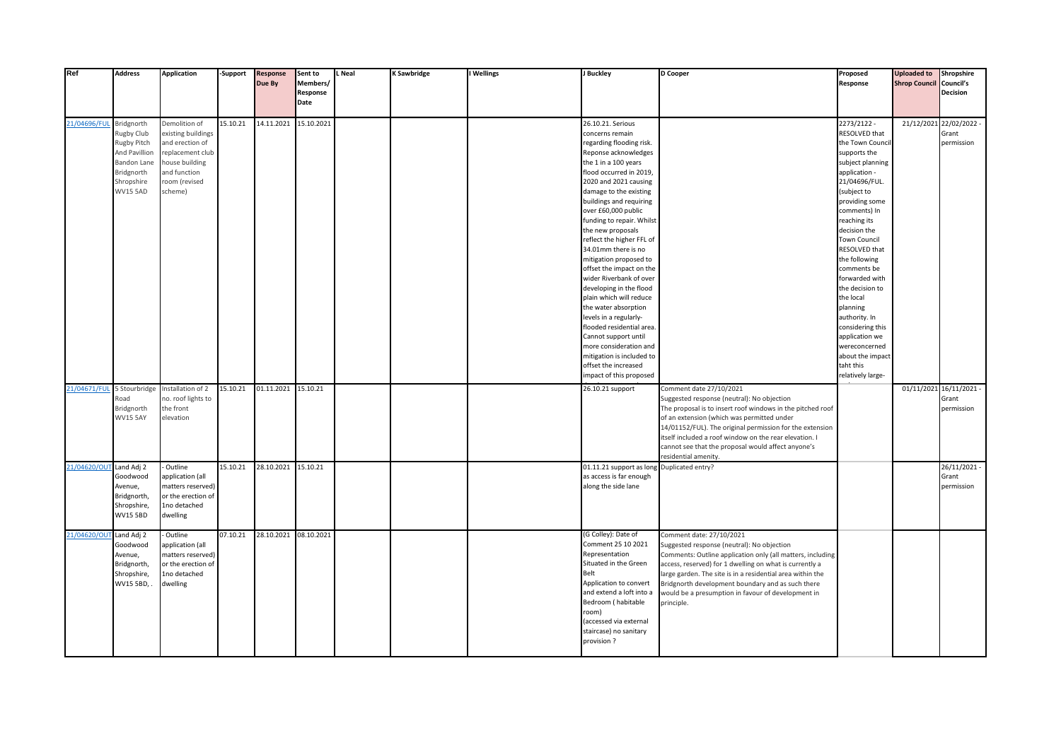| Ref | Address | Application | -Support | Response Due By | Sent to Members/ Response Date | L Neal | K Sawbridge | I Wellings | J Buckley | D Cooper | Proposed Response | Uploaded to Shrop Council | Shropshire Council's Decision |
|---|---|---|---|---|---|---|---|---|---|---|---|---|---|
| 21/04696/FUL | Bridgnorth Rugby Club Rugby Pitch And Pavillion Bandon Lane Bridgnorth Shropshire WV15 5AD | Demolition of existing buildings and erection of replacement club house building and function room (revised scheme) | 15.10.21 | 14.11.2021 | 15.10.2021 | | | | 26.10.21. Serious concerns remain regarding flooding risk. Reponse acknowledges the 1 in a 100 years flood occurred in 2019, 2020 and 2021 causing damage to the existing buildings and requiring over £60,000 public funding to repair. Whilst the new proposals reflect the higher FFL of 34.01mm there is no mitigation proposed to offset the impact on the wider Riverbank of over developing in the flood plain which will reduce the water absorption levels in a regularly-flooded residential area. Cannot support until more consideration and mitigation is included to offset the increased impact of this proposed | | 2273/2122 - RESOLVED that the Town Council supports the subject planning application - 21/04696/FUL. (subject to providing some comments) In reaching its decision the Town Council RESOLVED that the following comments be forwarded with the decision to the local planning authority. In considering this application we wereconcerned about the impact taht this relatively large- | 21/12/2021 | 22/02/2022 - Grant permission |
| 21/04671/FUL | 5 Stourbridge Road Bridgnorth WV15 5AY | Installation of 2 no. roof lights to the front elevation | 15.10.21 | 01.11.2021 | 15.10.21 | | | | 26.10.21 support | Comment date 27/10/2021<br>Suggested response (neutral): No objection<br>The proposal is to insert roof windows in the pitched roof of an extension (which was permitted under 14/01152/FUL). The original permission for the extension itself included a roof window on the rear elevation. I cannot see that the proposal would affect anyone's residential amenity. | | 01/11/2021 | 16/11/2021 - Grant permission |
| 21/04620/OUT | Land Adj 2 Goodwood Avenue, Bridgnorth, Shropshire, WV15 5BD | - Outline application (all matters reserved) or the erection of 1no detached dwelling | 15.10.21 | 28.10.2021 | 15.10.21 | | | | 01.11.21 support as long as access is far enough along the side lane | Duplicated entry? | | | 26/11/2021 - Grant permission |
| 21/04620/OUT | Land Adj 2 Goodwood Avenue, Bridgnorth, Shropshire, WV15 5BD, . | - Outline application (all matters reserved) or the erection of 1no detached dwelling | 07.10.21 | 28.10.2021 | 08.10.2021 | | | | (G Colley): Date of Comment 25 10 2021 Representation Situated in the Green Belt<br>Application to convert and extend a loft into a Bedroom ( habitable room)<br>(accessed via external staircase) no sanitary provision ? | Comment date: 27/10/2021<br>Suggested response (neutral): No objection<br>Comments: Outline application only (all matters, including access, reserved) for 1 dwelling on what is currently a large garden. The site is in a residential area within the Bridgnorth development boundary and as such there would be a presumption in favour of development in principle. | | | |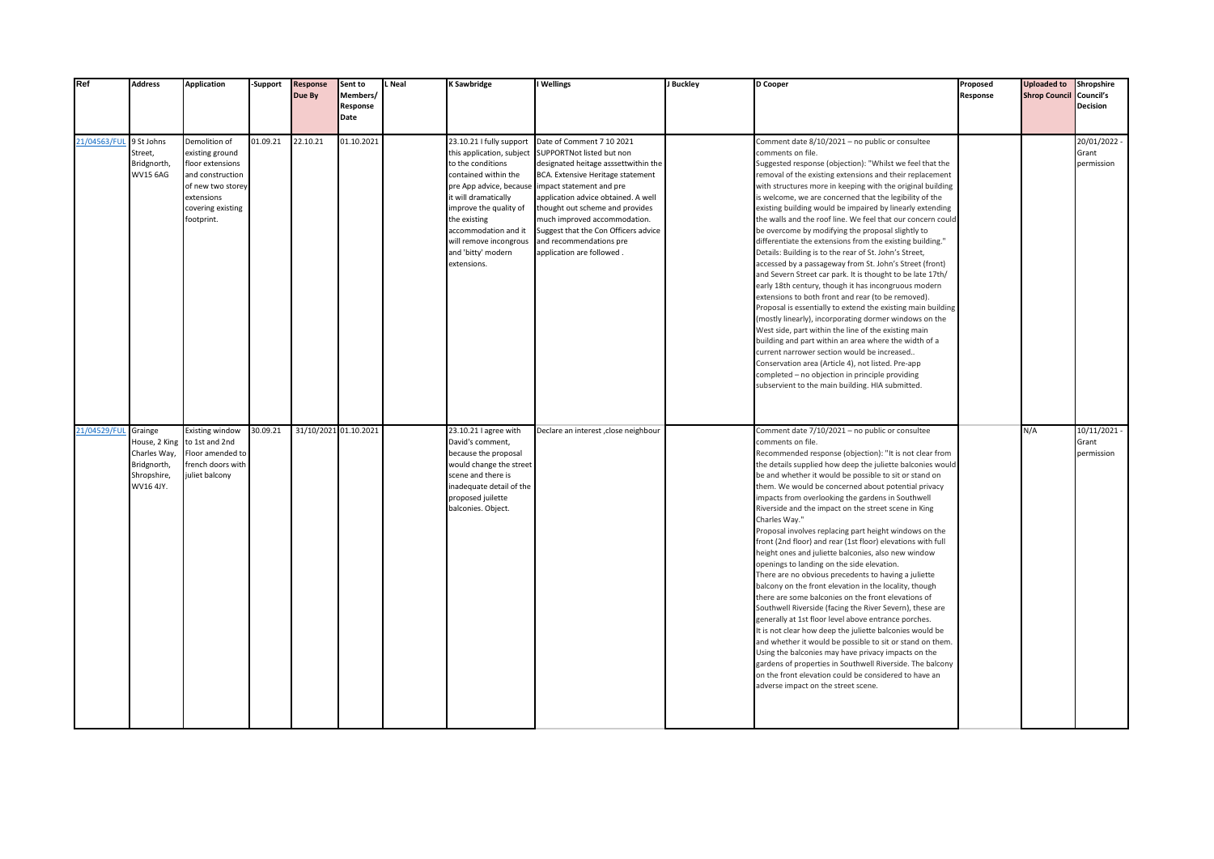| Ref | Address | Application | -Support | Response Due By | Sent to Members/ Response Date | L Neal | K Sawbridge | I Wellings | J Buckley | D Cooper | Proposed Response | Uploaded to Shrop Council | Shropshire Council's Decision |
|---|---|---|---|---|---|---|---|---|---|---|---|---|---|
| 21/04563/FUL | 9 St Johns Street, Bridgnorth, WV15 6AG | Demolition of existing ground floor extensions and construction of new two storey extensions covering existing footprint. | 01.09.21 | 22.10.21 | 01.10.2021 | | 23.10.21 I fully support this application, subject to the conditions contained within the pre App advice, because it will dramatically improve the quality of the existing accommodation and it will remove incongrous and 'bitty' modern extensions. | Date of Comment 7 10 2021 SUPPORTNot listed but non designated heitage asssettwithin the BCA. Extensive Heritage statement impact statement and pre application advice obtained. A well thought out scheme and provides much improved accommodation. Suggest that the Con Officers advice and recommendations pre application are followed . | | Comment date 8/10/2021 – no public or consultee comments on file.<br>Suggested response (objection): "Whilst we feel that the removal of the existing extensions and their replacement with structures more in keeping with the original building is welcome, we are concerned that the legibility of the existing building would be impaired by linearly extending the walls and the roof line. We feel that our concern could be overcome by modifying the proposal slightly to differentiate the extensions from the existing building."<br>Details: Building is to the rear of St. John's Street, accessed by a passageway from St. John's Street (front) and Severn Street car park. It is thought to be late 17th/ early 18th century, though it has incongruous modern extensions to both front and rear (to be removed).<br>Proposal is essentially to extend the existing main building (mostly linearly), incorporating dormer windows on the West side, part within the line of the existing main building and part within an area where the width of a current narrower section would be increased..<br>Conservation area (Article 4), not listed. Pre-app completed – no objection in principle providing subservient to the main building. HIA submitted. | | | 20/01/2022 - Grant permission |
| 21/04529/FUL | Grainge House, 2 King Charles Way, Bridgnorth, Shropshire, WV16 4JY. | Existing window to 1st and 2nd Floor amended to french doors with juliet balcony | 30.09.21 | 31/10/2021 | 01.10.2021 | | 23.10.21 I agree with David's comment, because the proposal would change the street scene and there is inadequate detail of the proposed juilette balconies. Object. | Declare an interest ,close neighbour | | Comment date 7/10/2021 – no public or consultee comments on file.<br>Recommended response (objection): "It is not clear from the details supplied how deep the juliette balconies would be and whether it would be possible to sit or stand on them. We would be concerned about potential privacy impacts from overlooking the gardens in Southwell Riverside and the impact on the street scene in King Charles Way."<br>Proposal involves replacing part height windows on the front (2nd floor) and rear (1st floor) elevations with full height ones and juliette balconies, also new window openings to landing on the side elevation.<br>There are no obvious precedents to having a juliette balcony on the front elevation in the locality, though there are some balconies on the front elevations of Southwell Riverside (facing the River Severn), these are generally at 1st floor level above entrance porches.<br>It is not clear how deep the juliette balconies would be and whether it would be possible to sit or stand on them. Using the balconies may have privacy impacts on the gardens of properties in Southwell Riverside. The balcony on the front elevation could be considered to have an adverse impact on the street scene. | | N/A | 10/11/2021 - Grant permission |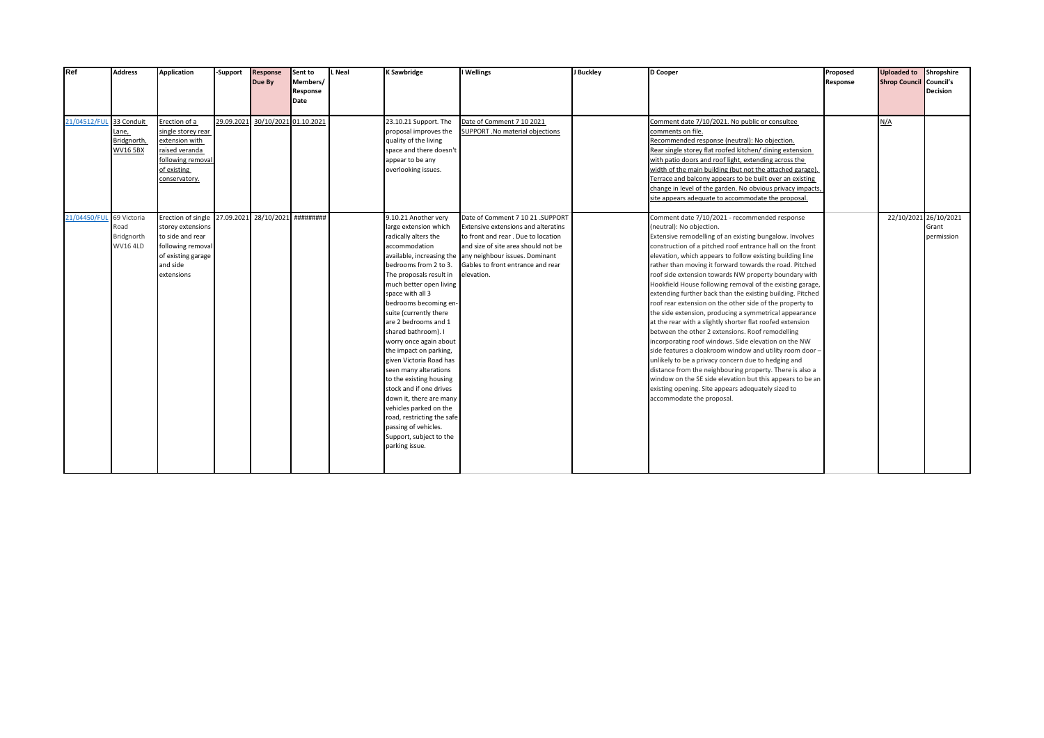| Ref | Address | Application | -Support | Response Due By | Sent to Members/ Response Date | L Neal | K Sawbridge | I Wellings | J Buckley | D Cooper | Proposed Response | Uploaded to Shrop Council | Shropshire Council's Decision |
|---|---|---|---|---|---|---|---|---|---|---|---|---|---|
| 21/04512/FUL | 33 Conduit Lane, Bridgnorth, WV16 5BX | Erection of a single storey rear extension with raised veranda following removal of existing conservatory. | 29.09.2021 | 30/10/2021 | 01.10.2021 | | 23.10.21 Support. The proposal improves the quality of the living space and there doesn't appear to be any overlooking issues. | Date of Comment 7 10 2021 SUPPORT .No material objections | | Comment date 7/10/2021. No public or consultee comments on file. Recommended response (neutral): No objection. Rear single storey flat roofed kitchen/ dining extension with patio doors and roof light, extending across the width of the main building (but not the attached garage). Terrace and balcony appears to be built over an existing change in level of the garden. No obvious privacy impacts, site appears adequate to accommodate the proposal. | | N/A | |
| 21/04450/FUL | 69 Victoria Road Bridgnorth WV16 4LD | Erection of single storey extensions to side and rear following removal of existing garage and side extensions | 27.09.2021 | 28/10/2021 | ######### | | 9.10.21 Another very large extension which radically alters the accommodation available, increasing the bedrooms from 2 to 3. The proposals result in much better open living space with all 3 bedrooms becoming en-suite (currently there are 2 bedrooms and 1 shared bathroom). I worry once again about the impact on parking, given Victoria Road has seen many alterations to the existing housing stock and if one drives down it, there are many vehicles parked on the road, restricting the safe passing of vehicles. Support, subject to the parking issue. | Date of Comment 7 10 21 .SUPPORT Extensive extensions and alteratins to front and rear . Due to location and size of site area should not be any neighbour issues. Dominant Gables to front entrance and rear elevation. | | Comment date 7/10/2021 - recommended response (neutral): No objection. Extensive remodelling of an existing bungalow. Involves construction of a pitched roof entrance hall on the front elevation, which appears to follow existing building line rather than moving it forward towards the road. Pitched roof side extension towards NW property boundary with Hookfield House following removal of the existing garage, extending further back than the existing building. Pitched roof rear extension on the other side of the property to the side extension, producing a symmetrical appearance at the rear with a slightly shorter flat roofed extension between the other 2 extensions. Roof remodelling incorporating roof windows. Side elevation on the NW side features a cloakroom window and utility room door – unlikely to be a privacy concern due to hedging and distance from the neighbouring property. There is also a window on the SE side elevation but this appears to be an existing opening. Site appears adequately sized to accommodate the proposal. | | 22/10/2021 | 26/10/2021 Grant permission |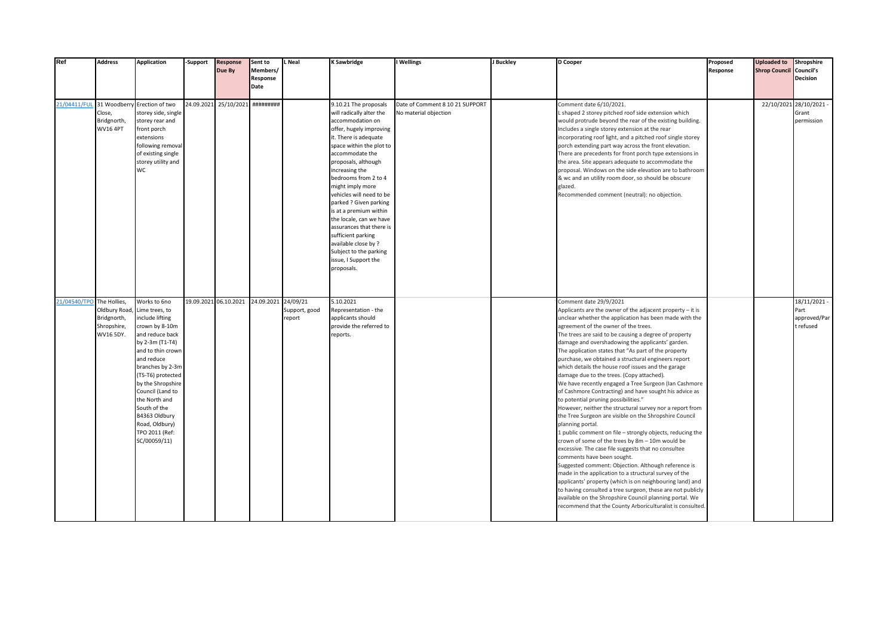| Ref | Address | Application | -Support | Response Due By | Sent to Members/ Response Date | L Neal | K Sawbridge | I Wellings | J Buckley | D Cooper | Proposed Response | Uploaded to Shrop Council | Shropshire Council's Decision |
|---|---|---|---|---|---|---|---|---|---|---|---|---|---|
| 21/04411/FUL | 31 Woodberry Close, Bridgnorth, WV16 4PT | Erection of two storey side, single storey rear and front porch extensions following removal of existing single storey utility and WC | 24.09.2021 | 25/10/2021 | ######### | | 9.10.21 The proposals will radically alter the accommodation on offer, hugely improving it. There is adequate space within the plot to accommodate the proposals, although increasing the bedrooms from 2 to 4 might imply more vehicles will need to be parked ? Given parking is at a premium within the locale, can we have assurances that there is sufficient parking available close by ? Subject to the parking issue, I Support the proposals. | Date of Comment 8 10 21 SUPPORT No material objection | | Comment date 6/10/2021. L shaped 2 storey pitched roof side extension which would protrude beyond the rear of the existing building. Includes a single storey extension at the rear incorporating roof light, and a pitched roof single storey porch extending part way across the front elevation. There are precedents for front porch type extensions in the area. Site appears adequate to accommodate the proposal. Windows on the side elevation are to bathroom & wc and an utility room door, so should be obscure glazed. Recommended comment (neutral): no objection. | | 22/10/2021 | 28/10/2021 - Grant permission |
| 21/04540/TPO | The Hollies, Oldbury Road, Bridgnorth, Shropshire, WV16 5DY. | Works to 6no Lime trees, to include lifting crown by 8-10m and reduce back by 2-3m (T1-T4) and to thin crown and reduce branches by 2-3m (T5-T6) protected by the Shropshire Council (Land to the North and South of the B4363 Oldbury Road, Oldbury) TPO 2011 (Ref: SC/00059/11) | 19.09.2021 | 06.10.2021 | 24.09.2021 | 24/09/21 Support, good report | 5.10.2021 Representation - the applicants should provide the referred to reports. | | | Comment date 29/9/2021 Applicants are the owner of the adjacent property – it is unclear whether the application has been made with the agreement of the owner of the trees. The trees are said to be causing a degree of property damage and overshadowing the applicants' garden. The application states that "As part of the property purchase, we obtained a structural engineers report which details the house roof issues and the garage damage due to the trees. (Copy attached). We have recently engaged a Tree Surgeon (Ian Cashmore of Cashmore Contracting) and have sought his advice as to potential pruning possibilities." However, neither the structural survey nor a report from the Tree Surgeon are visible on the Shropshire Council planning portal. 1 public comment on file – strongly objects, reducing the crown of some of the trees by 8m – 10m would be excessive. The case file suggests that no consultee comments have been sought. Suggested comment: Objection. Although reference is made in the application to a structural survey of the applicants' property (which is on neighbouring land) and to having consulted a tree surgeon, these are not publicly available on the Shropshire Council planning portal. We recommend that the County Arboriculturalist is consulted. | | | 18/11/2021 - Part approved/Part refused |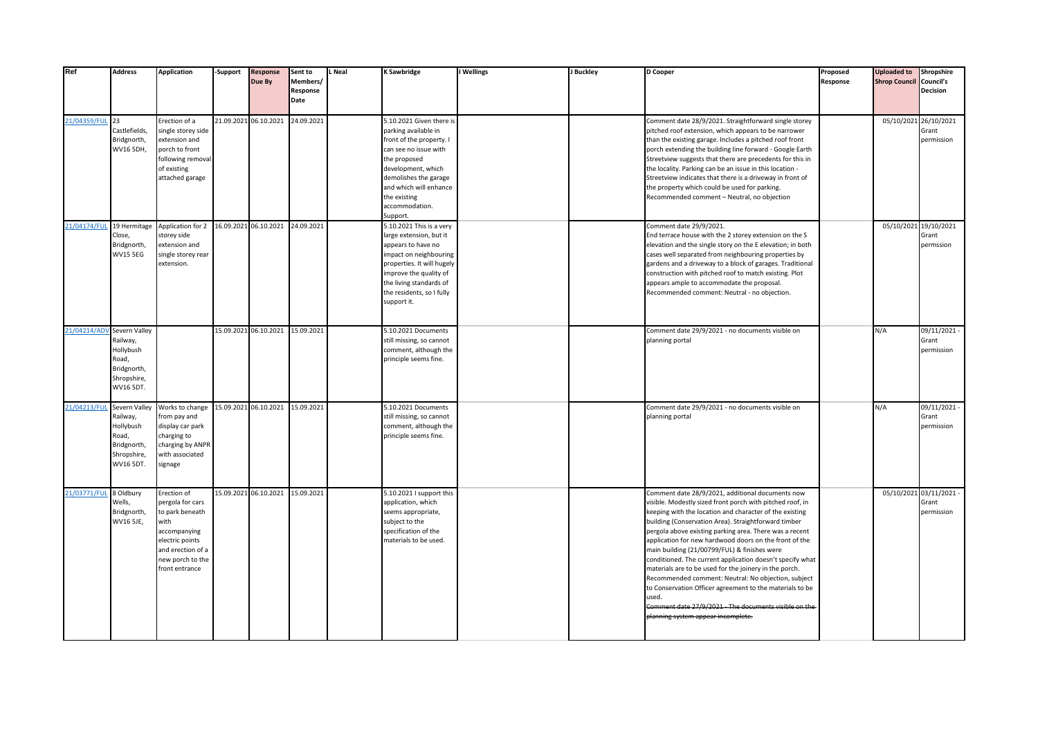| Ref | Address | Application | -Support | Response Due By | Sent to Members/ Response Date | L Neal | K Sawbridge | I Wellings | J Buckley | D Cooper | Proposed Response | Uploaded to Shrop Council | Shropshire Council's Decision |
|---|---|---|---|---|---|---|---|---|---|---|---|---|---|
| 21/04359/FUL | 23 Castlefields, Bridgnorth, WV16 5DH, | Erection of a single storey side extension and porch to front following removal of existing attached garage | 21.09.2021 | 06.10.2021 | 24.09.2021 | | 5.10.2021 Given there is parking available in front of the property. I can see no issue with the proposed development, which demolishes the garage and which will enhance the existing accommodation. Support. | | | Comment date 28/9/2021. Straightforward single storey pitched roof extension, which appears to be narrower than the existing garage. Includes a pitched roof front porch extending the building line forward - Google Earth Streetview suggests that there are precedents for this in the locality. Parking can be an issue in this location - Streetview indicates that there is a driveway in front of the property which could be used for parking. Recommended comment – Neutral, no objection | | 05/10/2021 | 26/10/2021 Grant permission |
| 21/04174/FUL | 19 Hermitage Close, Bridgnorth, WV15 5EG | Application for 2 storey side extension and single storey rear extension. | 16.09.2021 | 06.10.2021 | 24.09.2021 | | 5.10.2021 This is a very large extension, but it appears to have no impact on neighbouring properties. It will hugely improve the quality of the living standards of the residents, so I fully support it. | | | Comment date 29/9/2021. End terrace house with the 2 storey extension on the S elevation and the single story on the E elevation; in both cases well separated from neighbouring properties by gardens and a driveway to a block of garages. Traditional construction with pitched roof to match existing. Plot appears ample to accommodate the proposal. Recommended comment: Neutral - no objection. | | 05/10/2021 | 19/10/2021 Grant permssion |
| 21/04214/ADV | Severn Valley Railway, Hollybush Road, Bridgnorth, Shropshire, WV16 5DT. | | 15.09.2021 | 06.10.2021 | 15.09.2021 | | 5.10.2021 Documents still missing, so cannot comment, although the principle seems fine. | | | Comment date 29/9/2021 - no documents visible on planning portal | | N/A | 09/11/2021 - Grant permission |
| 21/04213/FUL | Severn Valley Railway, Hollybush Road, Bridgnorth, Shropshire, WV16 5DT. | Works to change from pay and display car park charging to charging by ANPR with associated signage | 15.09.2021 | 06.10.2021 | 15.09.2021 | | 5.10.2021 Documents still missing, so cannot comment, although the principle seems fine. | | | Comment date 29/9/2021 - no documents visible on planning portal | | N/A | 09/11/2021 - Grant permission |
| 21/03771/FUL | 8 Oldbury Wells, Bridgnorth, WV16 5JE, | Erection of pergola for cars to park beneath with accompanying electric points and erection of a new porch to the front entrance | 15.09.2021 | 06.10.2021 | 15.09.2021 | | 5.10.2021 I support this application, which seems appropriate, subject to the specification of the materials to be used. | | | Comment date 28/9/2021, additional documents now visible. Modestly sized front porch with pitched roof, in keeping with the location and character of the existing building (Conservation Area). Straightforward timber pergola above existing parking area. There was a recent application for new hardwood doors on the front of the main building (21/00799/FUL) & finishes were conditioned. The current application doesn't specify what materials are to be used for the joinery in the porch. Recommended comment: Neutral: No objection, subject to Conservation Officer agreement to the materials to be used. ~~Comment date 27/9/2021 - The documents visible on the planning system appear incomplete.~~ | | 05/10/2021 | 03/11/2021 - Grant permission |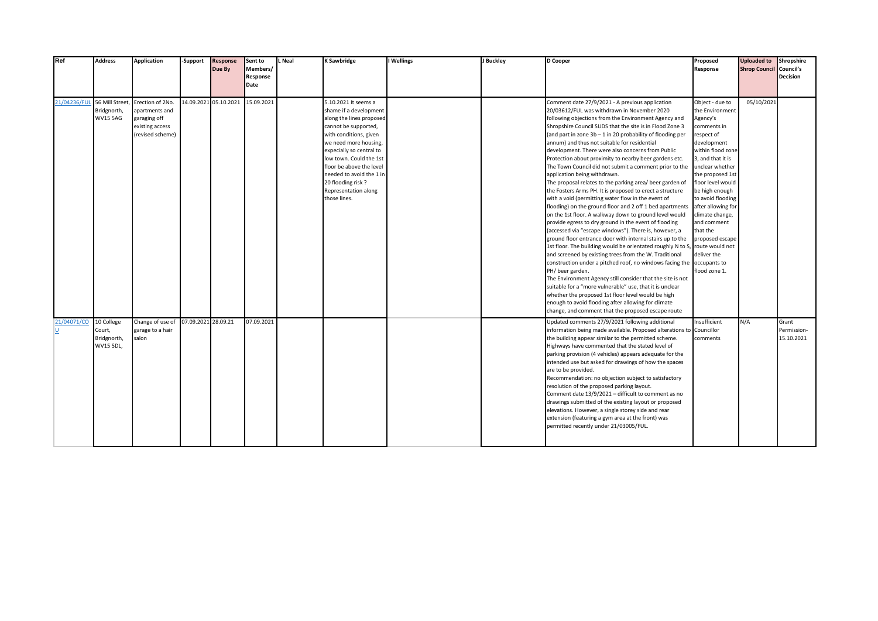| Ref | Address | Application | -Support | Response Due By | Sent to Members/ Response Date | L Neal | K Sawbridge | I Wellings | J Buckley | D Cooper | Proposed Response | Uploaded to Shrop Council | Shropshire Council's Decision |
|---|---|---|---|---|---|---|---|---|---|---|---|---|---|
| 21/04236/FUL | 56 Mill Street, Bridgnorth, WV15 5AG | Erection of 2No. apartments and garaging off existing access (revised scheme) | 14.09.2021 | 05.10.2021 | 15.09.2021 | | 5.10.2021 It seems a shame if a development along the lines proposed cannot be supported, with conditions, given we need more housing, expecially so central to low town. Could the 1st floor be above the level needed to avoid the 1 in 20 flooding risk ? Representation along those lines. | | | Comment date 27/9/2021 - A previous application 20/03612/FUL was withdrawn in November 2020 following objections from the Environment Agency and Shropshire Council SUDS that the site is in Flood Zone 3 (and part in zone 3b – 1 in 20 probability of flooding per annum) and thus not suitable for residential development. There were also concerns from Public Protection about proximity to nearby beer gardens etc. The Town Council did not submit a comment prior to the application being withdrawn.<br>The proposal relates to the parking area/ beer garden of the Fosters Arms PH. It is proposed to erect a structure with a void (permitting water flow in the event of flooding) on the ground floor and 2 off 1 bed apartments on the 1st floor. A walkway down to ground level would provide egress to dry ground in the event of flooding (accessed via "escape windows"). There is, however, a ground floor entrance door with internal stairs up to the 1st floor. The building would be orientated roughly N to S, and screened by existing trees from the W. Traditional construction under a pitched roof, no windows facing the PH/ beer garden.<br>The Environment Agency still consider that the site is not suitable for a "more vulnerable" use, that it is unclear whether the proposed 1st floor level would be high enough to avoid flooding after allowing for climate change, and comment that the proposed escape route | Object - due to the Environment Agency's comments in respect of development within flood zone 3, and that it is unclear whether the proposed 1st floor level would be high enough to avoid flooding after allowing for climate change, and comment that the proposed escape route would not deliver the occupants to flood zone 1. | 05/10/2021 | |
| 21/04071/COU | 10 College Court, Bridgnorth, WV15 5DL, | Change of use of garage to a hair salon | 07.09.2021 | 28.09.21 | 07.09.2021 | | | | | Updated comments 27/9/2021 following additional information being made available. Proposed alterations to the building appear similar to the permitted scheme. Highways have commented that the stated level of parking provision (4 vehicles) appears adequate for the intended use but asked for drawings of how the spaces are to be provided.<br>Recommendation: no objection subject to satisfactory resolution of the proposed parking layout.<br>Comment date 13/9/2021 – difficult to comment as no drawings submitted of the existing layout or proposed elevations. However, a single storey side and rear extension (featuring a gym area at the front) was permitted recently under 21/03005/FUL. | Insufficient Councillor comments | N/A | Grant Permission- 15.10.2021 |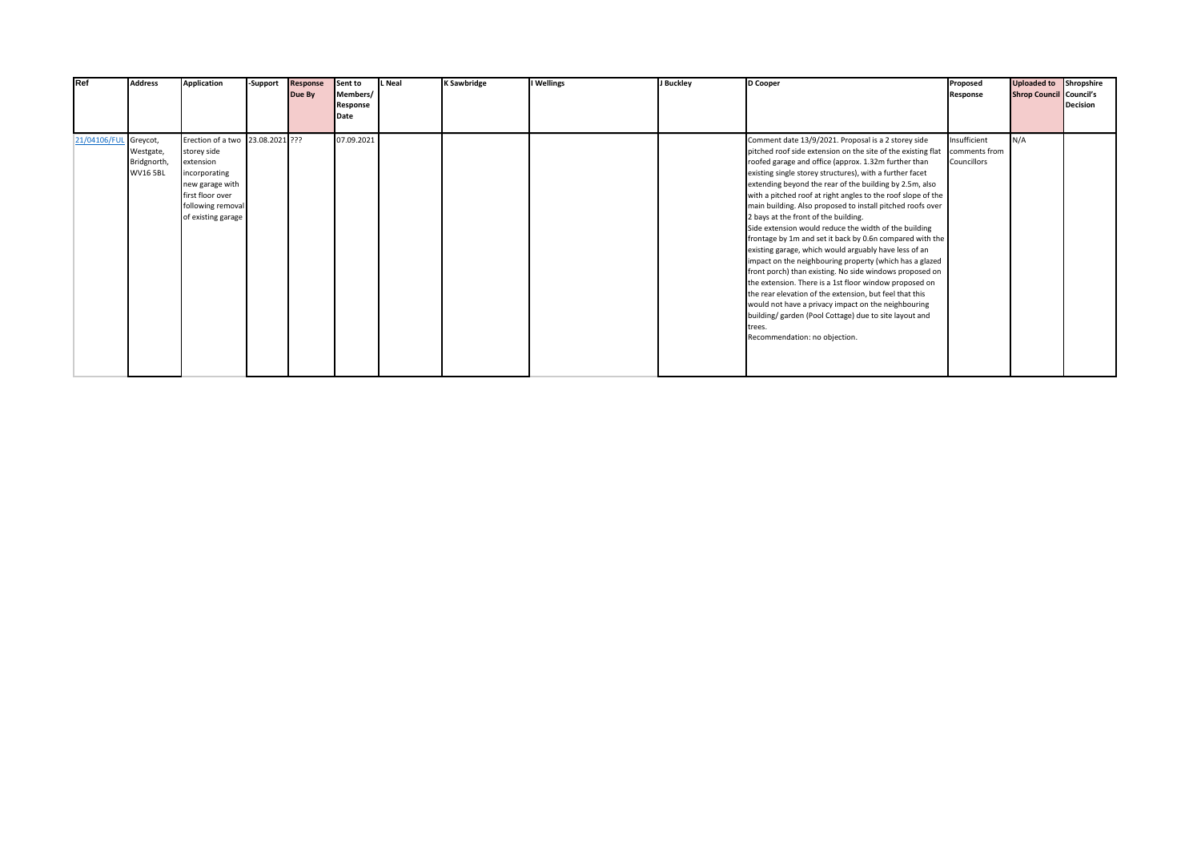| Ref | Address | Application | -Support | Response Due By | Sent to Members/ Response Date | L Neal | K Sawbridge | I Wellings | J Buckley | D Cooper | Proposed Response | Uploaded to Shrop Council | Shropshire Council's Decision |
|---|---|---|---|---|---|---|---|---|---|---|---|---|---|
| 21/04106/FUL | Greycot, Westgate, Bridgnorth, WV16 5BL | Erection of a two storey side extension incorporating new garage with first floor over following removal of existing garage | 23.08.2021 | ??? | 07.09.2021 | | | | | Comment date 13/9/2021. Proposal is a 2 storey side pitched roof side extension on the site of the existing flat roofed garage and office (approx. 1.32m further than existing single storey structures), with a further facet extending beyond the rear of the building by 2.5m, also with a pitched roof at right angles to the roof slope of the main building. Also proposed to install pitched roofs over 2 bays at the front of the building.<br>Side extension would reduce the width of the building frontage by 1m and set it back by 0.6n compared with the existing garage, which would arguably have less of an impact on the neighbouring property (which has a glazed front porch) than existing. No side windows proposed on the extension. There is a 1st floor window proposed on the rear elevation of the extension, but feel that this would not have a privacy impact on the neighbouring building/ garden (Pool Cottage) due to site layout and trees.<br>Recommendation: no objection. | Insufficient comments from Councillors | N/A | |